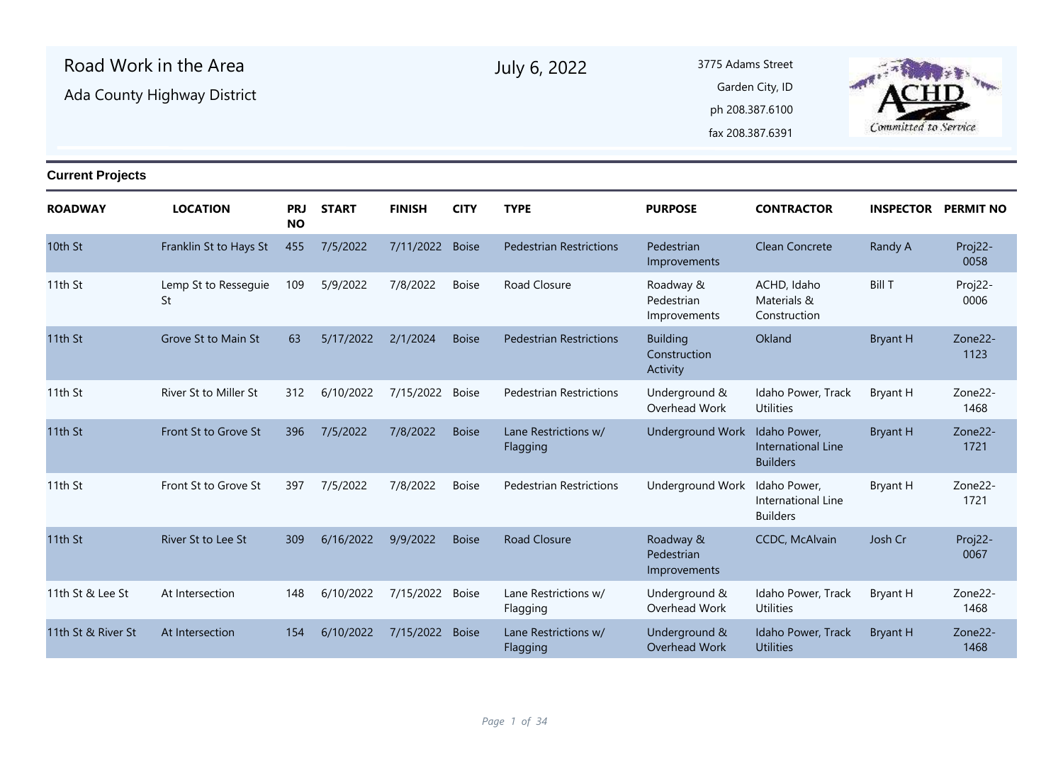# Road Work in the Area

Ada County Highway District

July 6, 2022

3775 Adams Street
Garden City, ID
ph 208.387.6100
fax 208.387.6391

## Current Projects

| ROADWAY | LOCATION | PRJ NO | START | FINISH | CITY | TYPE | PURPOSE | CONTRACTOR | INSPECTOR | PERMIT NO |
|---|---|---|---|---|---|---|---|---|---|---|
| 10th St | Franklin St to Hays St | 455 | 7/5/2022 | 7/11/2022 | Boise | Pedestrian Restrictions | Pedestrian Improvements | Clean Concrete | Randy A | Proj22-0058 |
| 11th St | Lemp St to Resseguie St | 109 | 5/9/2022 | 7/8/2022 | Boise | Road Closure | Roadway & Pedestrian Improvements | ACHD, Idaho Materials & Construction | Bill T | Proj22-0006 |
| 11th St | Grove St to Main St | 63 | 5/17/2022 | 2/1/2024 | Boise | Pedestrian Restrictions | Building Construction Activity | Okland | Bryant H | Zone22-1123 |
| 11th St | River St to Miller St | 312 | 6/10/2022 | 7/15/2022 | Boise | Pedestrian Restrictions | Underground & Overhead Work | Idaho Power, Track Utilities | Bryant H | Zone22-1468 |
| 11th St | Front St to Grove St | 396 | 7/5/2022 | 7/8/2022 | Boise | Lane Restrictions w/ Flagging | Underground Work | Idaho Power, International Line Builders | Bryant H | Zone22-1721 |
| 11th St | Front St to Grove St | 397 | 7/5/2022 | 7/8/2022 | Boise | Pedestrian Restrictions | Underground Work | Idaho Power, International Line Builders | Bryant H | Zone22-1721 |
| 11th St | River St to Lee St | 309 | 6/16/2022 | 9/9/2022 | Boise | Road Closure | Roadway & Pedestrian Improvements | CCDC, McAlvain | Josh Cr | Proj22-0067 |
| 11th St & Lee St | At Intersection | 148 | 6/10/2022 | 7/15/2022 | Boise | Lane Restrictions w/ Flagging | Underground & Overhead Work | Idaho Power, Track Utilities | Bryant H | Zone22-1468 |
| 11th St & River St | At Intersection | 154 | 6/10/2022 | 7/15/2022 | Boise | Lane Restrictions w/ Flagging | Underground & Overhead Work | Idaho Power, Track Utilities | Bryant H | Zone22-1468 |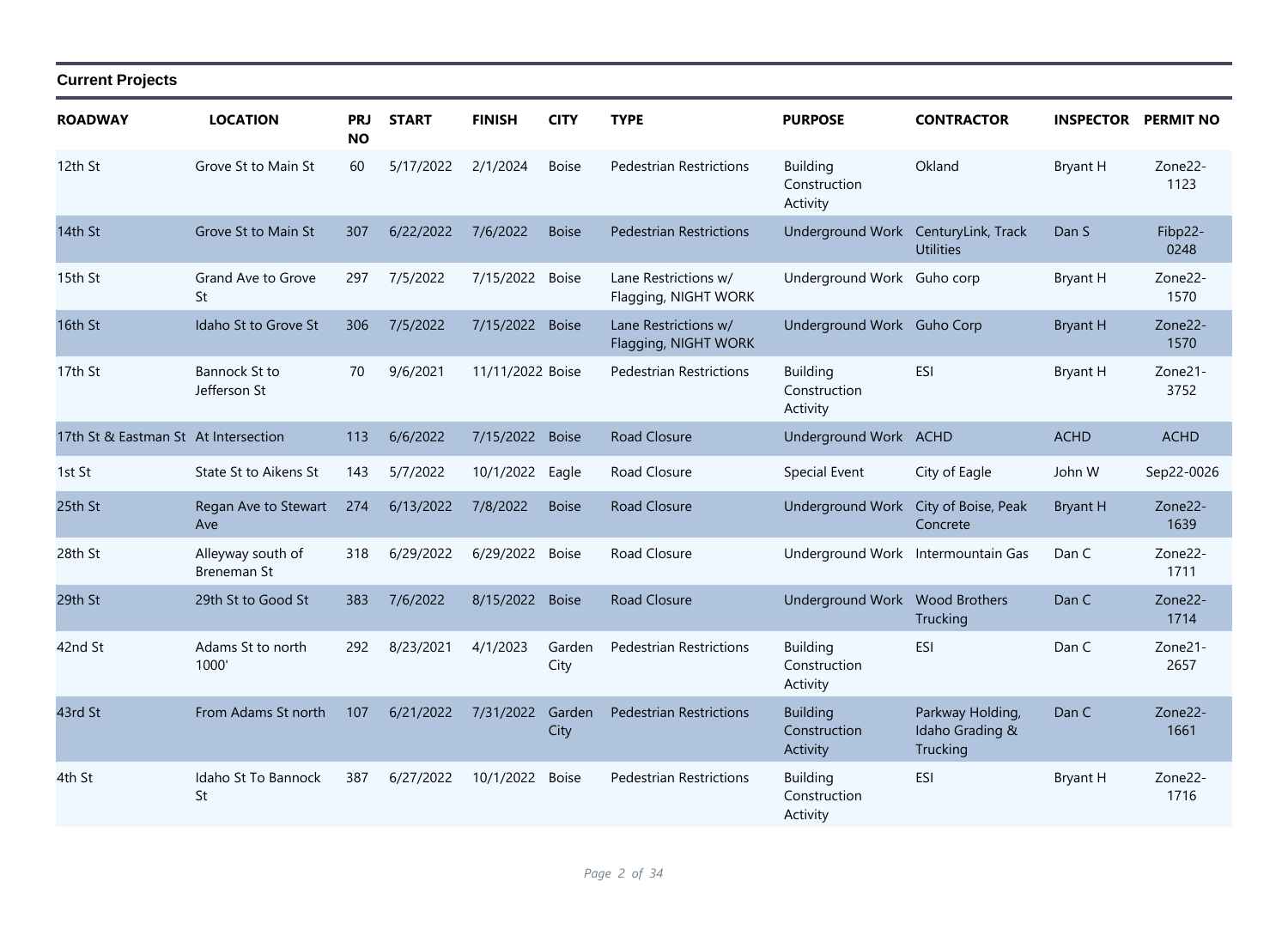## Current Projects

| ROADWAY | LOCATION | PRJ NO | START | FINISH | CITY | TYPE | PURPOSE | CONTRACTOR | INSPECTOR | PERMIT NO |
|---|---|---|---|---|---|---|---|---|---|---|
| 12th St | Grove St to Main St | 60 | 5/17/2022 | 2/1/2024 | Boise | Pedestrian Restrictions | Building Construction Activity | Okland | Bryant H | Zone22-1123 |
| 14th St | Grove St to Main St | 307 | 6/22/2022 | 7/6/2022 | Boise | Pedestrian Restrictions | Underground Work | CenturyLink, Track Utilities | Dan S | Fibp22-0248 |
| 15th St | Grand Ave to Grove St | 297 | 7/5/2022 | 7/15/2022 | Boise | Lane Restrictions w/ Flagging, NIGHT WORK | Underground Work | Guho corp | Bryant H | Zone22-1570 |
| 16th St | Idaho St to Grove St | 306 | 7/5/2022 | 7/15/2022 | Boise | Lane Restrictions w/ Flagging, NIGHT WORK | Underground Work | Guho Corp | Bryant H | Zone22-1570 |
| 17th St | Bannock St to Jefferson St | 70 | 9/6/2021 | 11/11/2022 | Boise | Pedestrian Restrictions | Building Construction Activity | ESI | Bryant H | Zone21-3752 |
| 17th St & Eastman St | At Intersection | 113 | 6/6/2022 | 7/15/2022 | Boise | Road Closure | Underground Work | ACHD | ACHD | ACHD |
| 1st St | State St to Aikens St | 143 | 5/7/2022 | 10/1/2022 | Eagle | Road Closure | Special Event | City of Eagle | John W | Sep22-0026 |
| 25th St | Regan Ave to Stewart Ave | 274 | 6/13/2022 | 7/8/2022 | Boise | Road Closure | Underground Work | City of Boise, Peak Concrete | Bryant H | Zone22-1639 |
| 28th St | Alleyway south of Breneman St | 318 | 6/29/2022 | 6/29/2022 | Boise | Road Closure | Underground Work | Intermountain Gas | Dan C | Zone22-1711 |
| 29th St | 29th St to Good St | 383 | 7/6/2022 | 8/15/2022 | Boise | Road Closure | Underground Work | Wood Brothers Trucking | Dan C | Zone22-1714 |
| 42nd St | Adams St to north 1000' | 292 | 8/23/2021 | 4/1/2023 | Garden City | Pedestrian Restrictions | Building Construction Activity | ESI | Dan C | Zone21-2657 |
| 43rd St | From Adams St north | 107 | 6/21/2022 | 7/31/2022 | Garden City | Pedestrian Restrictions | Building Construction Activity | Parkway Holding, Idaho Grading & Trucking | Dan C | Zone22-1661 |
| 4th St | Idaho St To Bannock St | 387 | 6/27/2022 | 10/1/2022 | Boise | Pedestrian Restrictions | Building Construction Activity | ESI | Bryant H | Zone22-1716 |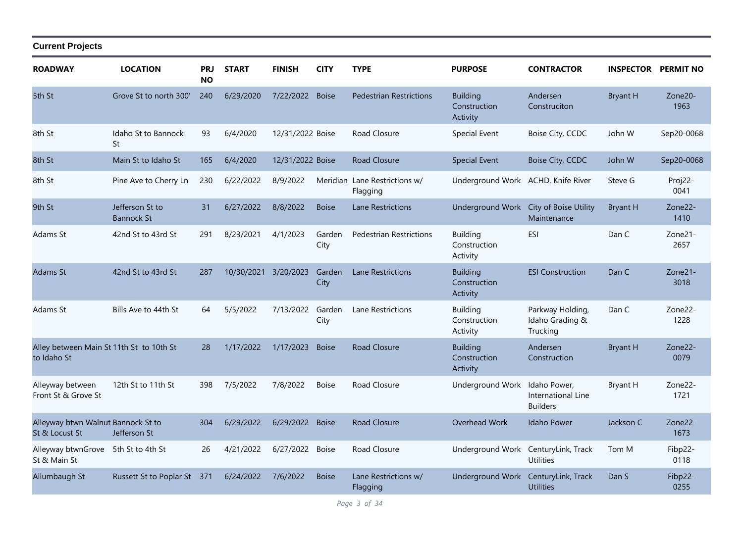**Current Projects**

| ROADWAY | LOCATION | PRJ NO | START | FINISH | CITY | TYPE | PURPOSE | CONTRACTOR | INSPECTOR | PERMIT NO |
|---|---|---|---|---|---|---|---|---|---|---|
| 5th St | Grove St to north 300' | 240 | 6/29/2020 | 7/22/2022 | Boise | Pedestrian Restrictions | Building Construction Activity | Andersen Construciton | Bryant H | Zone20-1963 |
| 8th St | Idaho St to Bannock St | 93 | 6/4/2020 | 12/31/2022 | Boise | Road Closure | Special Event | Boise City, CCDC | John W | Sep20-0068 |
| 8th St | Main St to Idaho St | 165 | 6/4/2020 | 12/31/2022 | Boise | Road Closure | Special Event | Boise City, CCDC | John W | Sep20-0068 |
| 8th St | Pine Ave to Cherry Ln | 230 | 6/22/2022 | 8/9/2022 | Meridian | Lane Restrictions w/ Flagging | Underground Work | ACHD, Knife River | Steve G | Proj22-0041 |
| 9th St | Jefferson St to Bannock St | 31 | 6/27/2022 | 8/8/2022 | Boise | Lane Restrictions | Underground Work | City of Boise Utility Maintenance | Bryant H | Zone22-1410 |
| Adams St | 42nd St to 43rd St | 291 | 8/23/2021 | 4/1/2023 | Garden City | Pedestrian Restrictions | Building Construction Activity | ESI | Dan C | Zone21-2657 |
| Adams St | 42nd St to 43rd St | 287 | 10/30/2021 | 3/20/2023 | Garden City | Lane Restrictions | Building Construction Activity | ESI Construction | Dan C | Zone21-3018 |
| Adams St | Bills Ave to 44th St | 64 | 5/5/2022 | 7/13/2022 | Garden City | Lane Restrictions | Building Construction Activity | Parkway Holding, Idaho Grading & Trucking | Dan C | Zone22-1228 |
| Alley between Main St to Idaho St | 11th St to 10th St | 28 | 1/17/2022 | 1/17/2023 | Boise | Road Closure | Building Construction Activity | Andersen Construction | Bryant H | Zone22-0079 |
| Alleyway between Front St & Grove St | 12th St to 11th St | 398 | 7/5/2022 | 7/8/2022 | Boise | Road Closure | Underground Work | Idaho Power, International Line Builders | Bryant H | Zone22-1721 |
| Alleyway btwn Walnut St & Locust St | Bannock St to Jefferson St | 304 | 6/29/2022 | 6/29/2022 | Boise | Road Closure | Overhead Work | Idaho Power | Jackson C | Zone22-1673 |
| Alleyway btwnGrove St & Main St | 5th St to 4th St | 26 | 4/21/2022 | 6/27/2022 | Boise | Road Closure | Underground Work | CenturyLink, Track Utilities | Tom M | Fibp22-0118 |
| Allumbaugh St | Russett St to Poplar St | 371 | 6/24/2022 | 7/6/2022 | Boise | Lane Restrictions w/ Flagging | Underground Work | CenturyLink, Track Utilities | Dan S | Fibp22-0255 |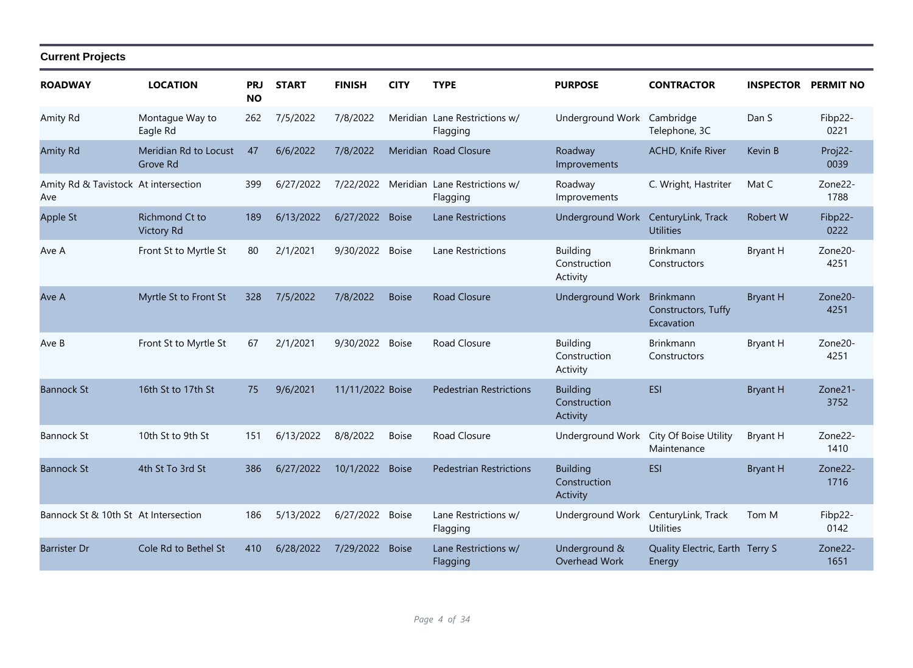## Current Projects

| ROADWAY | LOCATION | PRJ NO | START | FINISH | CITY | TYPE | PURPOSE | CONTRACTOR | INSPECTOR | PERMIT NO |
|---|---|---|---|---|---|---|---|---|---|---|
| Amity Rd | Montague Way to Eagle Rd | 262 | 7/5/2022 | 7/8/2022 | Meridian | Lane Restrictions w/ Flagging | Underground Work | Cambridge Telephone, 3C | Dan S | Fibp22-0221 |
| Amity Rd | Meridian Rd to Locust Grove Rd | 47 | 6/6/2022 | 7/8/2022 | Meridian | Road Closure | Roadway Improvements | ACHD, Knife River | Kevin B | Proj22-0039 |
| Amity Rd & Tavistock Ave | At intersection | 399 | 6/27/2022 | 7/22/2022 | Meridian | Lane Restrictions w/ Flagging | Roadway Improvements | C. Wright, Hastriter | Mat C | Zone22-1788 |
| Apple St | Richmond Ct to Victory Rd | 189 | 6/13/2022 | 6/27/2022 | Boise | Lane Restrictions | Underground Work | CenturyLink, Track Utilities | Robert W | Fibp22-0222 |
| Ave A | Front St to Myrtle St | 80 | 2/1/2021 | 9/30/2022 | Boise | Lane Restrictions | Building Construction Activity | Brinkmann Constructors | Bryant H | Zone20-4251 |
| Ave A | Myrtle St to Front St | 328 | 7/5/2022 | 7/8/2022 | Boise | Road Closure | Underground Work | Brinkmann Constructors, Tuffy Excavation | Bryant H | Zone20-4251 |
| Ave B | Front St to Myrtle St | 67 | 2/1/2021 | 9/30/2022 | Boise | Road Closure | Building Construction Activity | Brinkmann Constructors | Bryant H | Zone20-4251 |
| Bannock St | 16th St to 17th St | 75 | 9/6/2021 | 11/11/2022 | Boise | Pedestrian Restrictions | Building Construction Activity | ESI | Bryant H | Zone21-3752 |
| Bannock St | 10th St to 9th St | 151 | 6/13/2022 | 8/8/2022 | Boise | Road Closure | Underground Work | City Of Boise Utility Maintenance | Bryant H | Zone22-1410 |
| Bannock St | 4th St To 3rd St | 386 | 6/27/2022 | 10/1/2022 | Boise | Pedestrian Restrictions | Building Construction Activity | ESI | Bryant H | Zone22-1716 |
| Bannock St & 10th St | At Intersection | 186 | 5/13/2022 | 6/27/2022 | Boise | Lane Restrictions w/ Flagging | Underground Work | CenturyLink, Track Utilities | Tom M | Fibp22-0142 |
| Barrister Dr | Cole Rd to Bethel St | 410 | 6/28/2022 | 7/29/2022 | Boise | Lane Restrictions w/ Flagging | Underground & Overhead Work | Quality Electric, Earth Energy | Terry S | Zone22-1651 |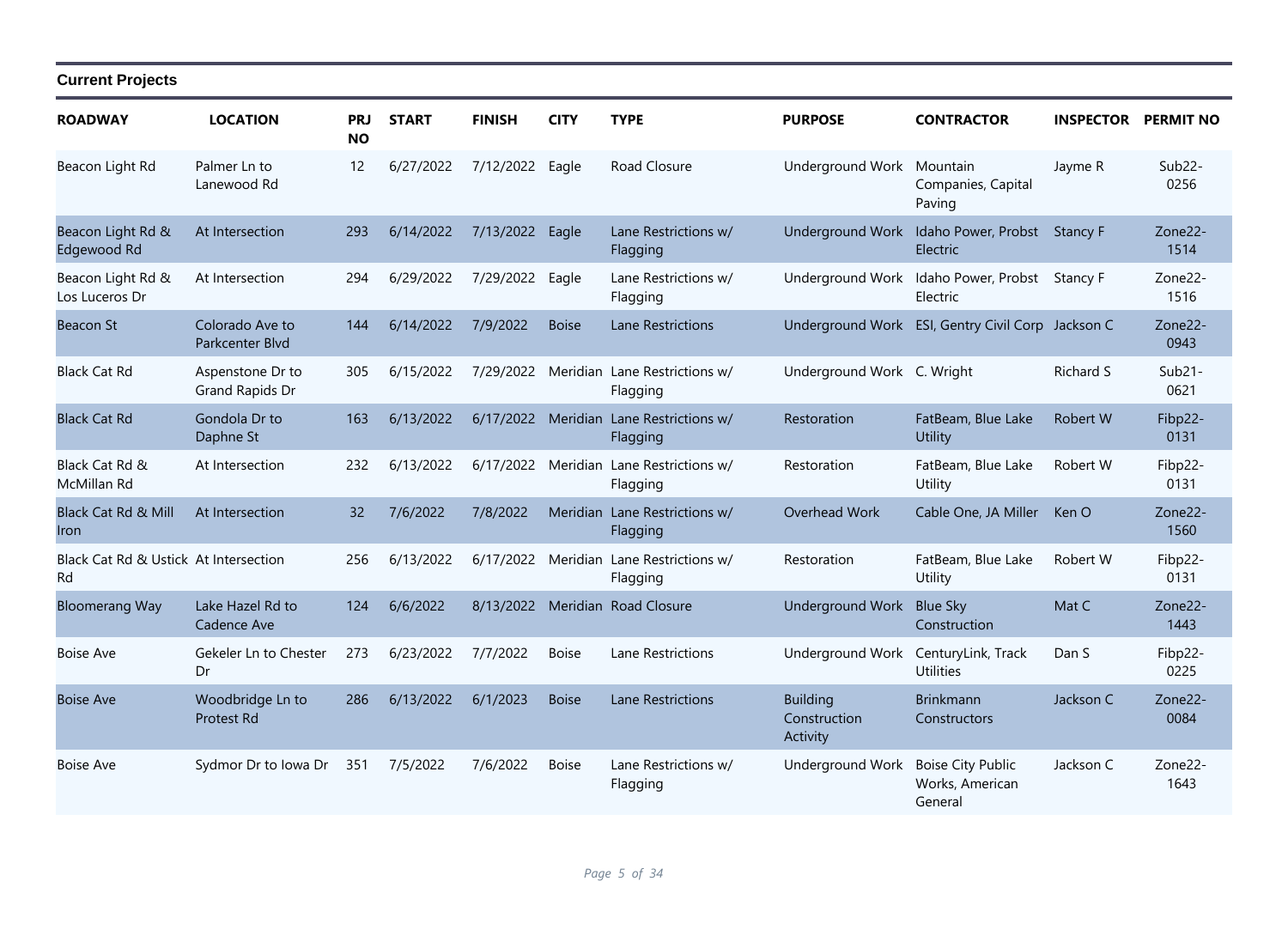## Current Projects

| ROADWAY | LOCATION | PRJ NO | START | FINISH | CITY | TYPE | PURPOSE | CONTRACTOR | INSPECTOR | PERMIT NO |
|---|---|---|---|---|---|---|---|---|---|---|
| Beacon Light Rd | Palmer Ln to Lanewood Rd | 12 | 6/27/2022 | 7/12/2022 | Eagle | Road Closure | Underground Work | Mountain Companies, Capital Paving | Jayme R | Sub22-0256 |
| Beacon Light Rd & Edgewood Rd | At Intersection | 293 | 6/14/2022 | 7/13/2022 | Eagle | Lane Restrictions w/ Flagging | Underground Work | Idaho Power, Probst Electric | Stancy F | Zone22-1514 |
| Beacon Light Rd & Los Luceros Dr | At Intersection | 294 | 6/29/2022 | 7/29/2022 | Eagle | Lane Restrictions w/ Flagging | Underground Work | Idaho Power, Probst Electric | Stancy F | Zone22-1516 |
| Beacon St | Colorado Ave to Parkcenter Blvd | 144 | 6/14/2022 | 7/9/2022 | Boise | Lane Restrictions | Underground Work | ESI, Gentry Civil Corp | Jackson C | Zone22-0943 |
| Black Cat Rd | Aspenstone Dr to Grand Rapids Dr | 305 | 6/15/2022 | 7/29/2022 | Meridian | Lane Restrictions w/ Flagging | Underground Work | C. Wright | Richard S | Sub21-0621 |
| Black Cat Rd | Gondola Dr to Daphne St | 163 | 6/13/2022 | 6/17/2022 | Meridian | Lane Restrictions w/ Flagging | Restoration | FatBeam, Blue Lake Utility | Robert W | Fibp22-0131 |
| Black Cat Rd & McMillan Rd | At Intersection | 232 | 6/13/2022 | 6/17/2022 | Meridian | Lane Restrictions w/ Flagging | Restoration | FatBeam, Blue Lake Utility | Robert W | Fibp22-0131 |
| Black Cat Rd & Mill Iron | At Intersection | 32 | 7/6/2022 | 7/8/2022 | Meridian | Lane Restrictions w/ Flagging | Overhead Work | Cable One, JA Miller | Ken O | Zone22-1560 |
| Black Cat Rd & Ustick Rd | At Intersection | 256 | 6/13/2022 | 6/17/2022 | Meridian | Lane Restrictions w/ Flagging | Restoration | FatBeam, Blue Lake Utility | Robert W | Fibp22-0131 |
| Bloomerang Way | Lake Hazel Rd to Cadence Ave | 124 | 6/6/2022 | 8/13/2022 | Meridian | Road Closure | Underground Work | Blue Sky Construction | Mat C | Zone22-1443 |
| Boise Ave | Gekeler Ln to Chester Dr | 273 | 6/23/2022 | 7/7/2022 | Boise | Lane Restrictions | Underground Work | CenturyLink, Track Utilities | Dan S | Fibp22-0225 |
| Boise Ave | Woodbridge Ln to Protest Rd | 286 | 6/13/2022 | 6/1/2023 | Boise | Lane Restrictions | Building Construction Activity | Brinkmann Constructors | Jackson C | Zone22-0084 |
| Boise Ave | Sydmor Dr to Iowa Dr | 351 | 7/5/2022 | 7/6/2022 | Boise | Lane Restrictions w/ Flagging | Underground Work | Boise City Public Works, American General | Jackson C | Zone22-1643 |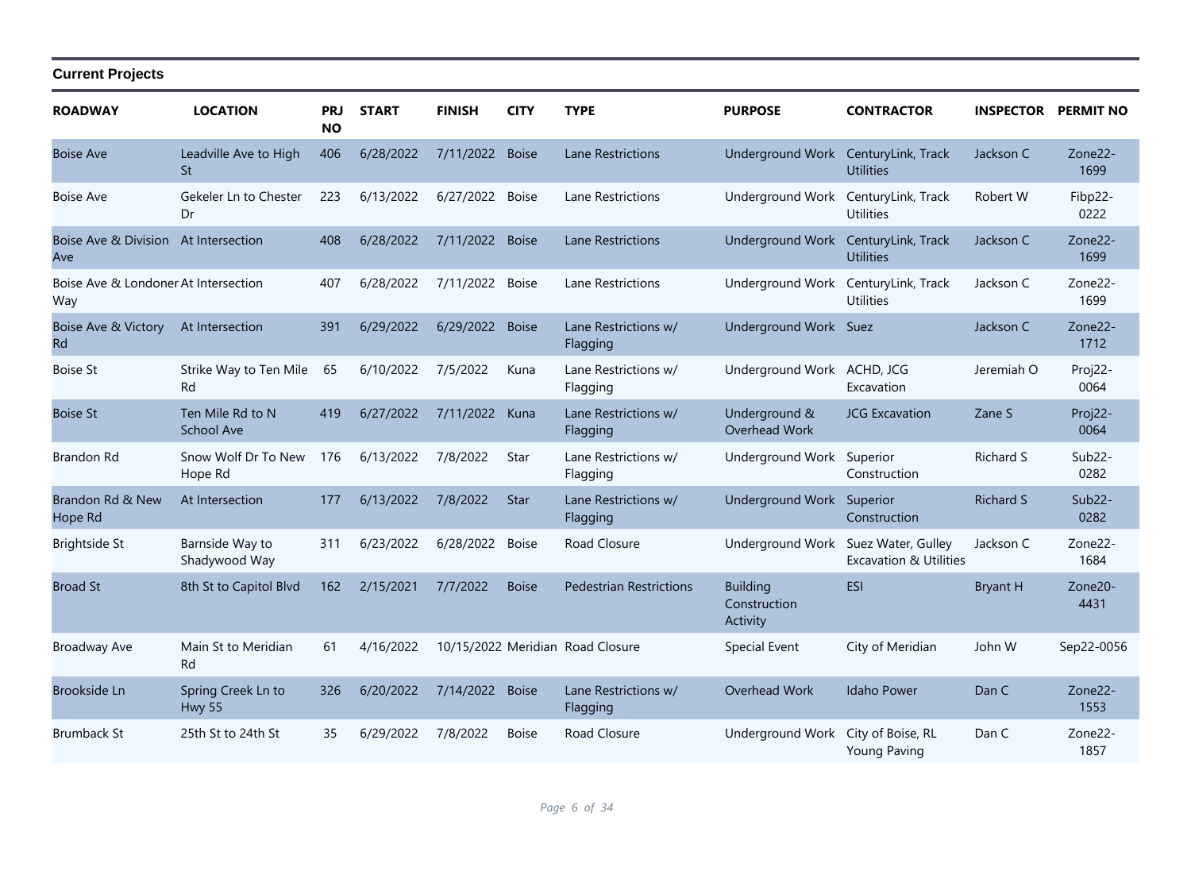## Current Projects

| ROADWAY | LOCATION | PRJ NO | START | FINISH | CITY | TYPE | PURPOSE | CONTRACTOR | INSPECTOR | PERMIT NO |
|---|---|---|---|---|---|---|---|---|---|---|
| Boise Ave | Leadville Ave to High St | 406 | 6/28/2022 | 7/11/2022 | Boise | Lane Restrictions | Underground Work | CenturyLink, Track Utilities | Jackson C | Zone22-1699 |
| Boise Ave | Gekeler Ln to Chester Dr | 223 | 6/13/2022 | 6/27/2022 | Boise | Lane Restrictions | Underground Work | CenturyLink, Track Utilities | Robert W | Fibp22-0222 |
| Boise Ave & Division Ave | At Intersection | 408 | 6/28/2022 | 7/11/2022 | Boise | Lane Restrictions | Underground Work | CenturyLink, Track Utilities | Jackson C | Zone22-1699 |
| Boise Ave & Londoner Way | At Intersection | 407 | 6/28/2022 | 7/11/2022 | Boise | Lane Restrictions | Underground Work | CenturyLink, Track Utilities | Jackson C | Zone22-1699 |
| Boise Ave & Victory Rd | At Intersection | 391 | 6/29/2022 | 6/29/2022 | Boise | Lane Restrictions w/ Flagging | Underground Work | Suez | Jackson C | Zone22-1712 |
| Boise St | Strike Way to Ten Mile Rd | 65 | 6/10/2022 | 7/5/2022 | Kuna | Lane Restrictions w/ Flagging | Underground Work | ACHD, JCG Excavation | Jeremiah O | Proj22-0064 |
| Boise St | Ten Mile Rd to N School Ave | 419 | 6/27/2022 | 7/11/2022 | Kuna | Lane Restrictions w/ Flagging | Underground & Overhead Work | JCG Excavation | Zane S | Proj22-0064 |
| Brandon Rd | Snow Wolf Dr To New Hope Rd | 176 | 6/13/2022 | 7/8/2022 | Star | Lane Restrictions w/ Flagging | Underground Work | Superior Construction | Richard S | Sub22-0282 |
| Brandon Rd & New Hope Rd | At Intersection | 177 | 6/13/2022 | 7/8/2022 | Star | Lane Restrictions w/ Flagging | Underground Work | Superior Construction | Richard S | Sub22-0282 |
| Brightside St | Barnside Way to Shadywood Way | 311 | 6/23/2022 | 6/28/2022 | Boise | Road Closure | Underground Work | Suez Water, Gulley Excavation & Utilities | Jackson C | Zone22-1684 |
| Broad St | 8th St to Capitol Blvd | 162 | 2/15/2021 | 7/7/2022 | Boise | Pedestrian Restrictions | Building Construction Activity | ESI | Bryant H | Zone20-4431 |
| Broadway Ave | Main St to Meridian Rd | 61 | 4/16/2022 | 10/15/2022 | Meridian | Road Closure | Special Event | City of Meridian | John W | Sep22-0056 |
| Brookside Ln | Spring Creek Ln to Hwy 55 | 326 | 6/20/2022 | 7/14/2022 | Boise | Lane Restrictions w/ Flagging | Overhead Work | Idaho Power | Dan C | Zone22-1553 |
| Brumback St | 25th St to 24th St | 35 | 6/29/2022 | 7/8/2022 | Boise | Road Closure | Underground Work | City of Boise, RL Young Paving | Dan C | Zone22-1857 |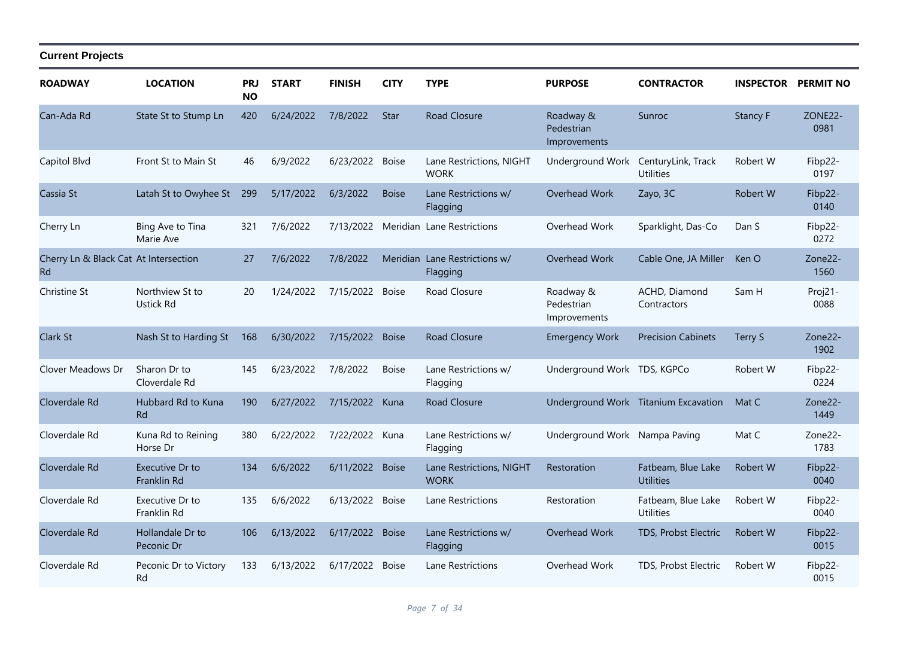**Current Projects**

| ROADWAY | LOCATION | PRJ NO | START | FINISH | CITY | TYPE | PURPOSE | CONTRACTOR | INSPECTOR | PERMIT NO |
|---|---|---|---|---|---|---|---|---|---|---|
| Can-Ada Rd | State St to Stump Ln | 420 | 6/24/2022 | 7/8/2022 | Star | Road Closure | Roadway & Pedestrian Improvements | Sunroc | Stancy F | ZONE22-0981 |
| Capitol Blvd | Front St to Main St | 46 | 6/9/2022 | 6/23/2022 | Boise | Lane Restrictions, NIGHT WORK | Underground Work | CenturyLink, Track Utilities | Robert W | Fibp22-0197 |
| Cassia St | Latah St to Owyhee St | 299 | 5/17/2022 | 6/3/2022 | Boise | Lane Restrictions w/ Flagging | Overhead Work | Zayo, 3C | Robert W | Fibp22-0140 |
| Cherry Ln | Bing Ave to Tina Marie Ave | 321 | 7/6/2022 | 7/13/2022 | Meridian | Lane Restrictions | Overhead Work | Sparklight, Das-Co | Dan S | Fibp22-0272 |
| Cherry Ln & Black Cat Rd | At Intersection | 27 | 7/6/2022 | 7/8/2022 | Meridian | Lane Restrictions w/ Flagging | Overhead Work | Cable One, JA Miller | Ken O | Zone22-1560 |
| Christine St | Northview St to Ustick Rd | 20 | 1/24/2022 | 7/15/2022 | Boise | Road Closure | Roadway & Pedestrian Improvements | ACHD, Diamond Contractors | Sam H | Proj21-0088 |
| Clark St | Nash St to Harding St | 168 | 6/30/2022 | 7/15/2022 | Boise | Road Closure | Emergency Work | Precision Cabinets | Terry S | Zone22-1902 |
| Clover Meadows Dr | Sharon Dr to Cloverdale Rd | 145 | 6/23/2022 | 7/8/2022 | Boise | Lane Restrictions w/ Flagging | Underground Work | TDS, KGPCo | Robert W | Fibp22-0224 |
| Cloverdale Rd | Hubbard Rd to Kuna Rd | 190 | 6/27/2022 | 7/15/2022 | Kuna | Road Closure | Underground Work | Titanium Excavation | Mat C | Zone22-1449 |
| Cloverdale Rd | Kuna Rd to Reining Horse Dr | 380 | 6/22/2022 | 7/22/2022 | Kuna | Lane Restrictions w/ Flagging | Underground Work | Nampa Paving | Mat C | Zone22-1783 |
| Cloverdale Rd | Executive Dr to Franklin Rd | 134 | 6/6/2022 | 6/11/2022 | Boise | Lane Restrictions, NIGHT WORK | Restoration | Fatbeam, Blue Lake Utilities | Robert W | Fibp22-0040 |
| Cloverdale Rd | Executive Dr to Franklin Rd | 135 | 6/6/2022 | 6/13/2022 | Boise | Lane Restrictions | Restoration | Fatbeam, Blue Lake Utilities | Robert W | Fibp22-0040 |
| Cloverdale Rd | Hollandale Dr to Peconic Dr | 106 | 6/13/2022 | 6/17/2022 | Boise | Lane Restrictions w/ Flagging | Overhead Work | TDS, Probst Electric | Robert W | Fibp22-0015 |
| Cloverdale Rd | Peconic Dr to Victory Rd | 133 | 6/13/2022 | 6/17/2022 | Boise | Lane Restrictions | Overhead Work | TDS, Probst Electric | Robert W | Fibp22-0015 |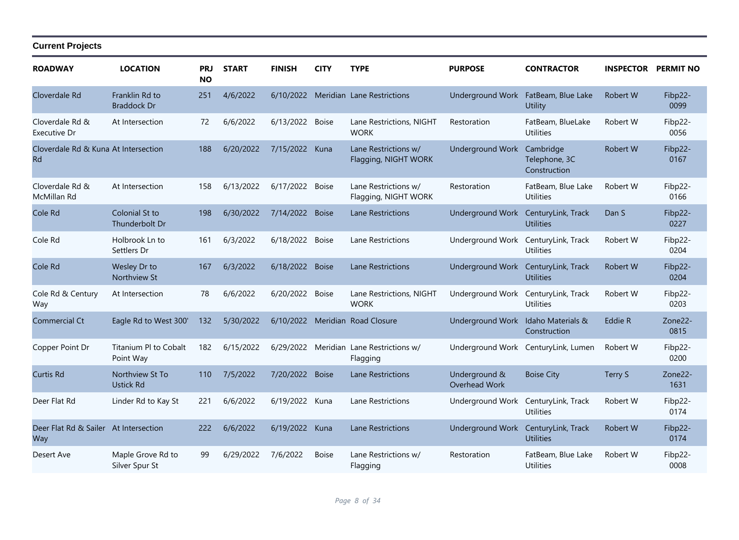## Current Projects

| ROADWAY | LOCATION | PRJ NO | START | FINISH | CITY | TYPE | PURPOSE | CONTRACTOR | INSPECTOR | PERMIT NO |
|---|---|---|---|---|---|---|---|---|---|---|
| Cloverdale Rd | Franklin Rd to Braddock Dr | 251 | 4/6/2022 | 6/10/2022 | Meridian | Lane Restrictions | Underground Work | FatBeam, Blue Lake Utility | Robert W | Fibp22-0099 |
| Cloverdale Rd & Executive Dr | At Intersection | 72 | 6/6/2022 | 6/13/2022 | Boise | Lane Restrictions, NIGHT WORK | Restoration | FatBeam, BlueLake Utilities | Robert W | Fibp22-0056 |
| Cloverdale Rd & Kuna Rd | At Intersection | 188 | 6/20/2022 | 7/15/2022 | Kuna | Lane Restrictions w/ Flagging, NIGHT WORK | Underground Work | Cambridge Telephone, 3C Construction | Robert W | Fibp22-0167 |
| Cloverdale Rd & McMillan Rd | At Intersection | 158 | 6/13/2022 | 6/17/2022 | Boise | Lane Restrictions w/ Flagging, NIGHT WORK | Restoration | FatBeam, Blue Lake Utilities | Robert W | Fibp22-0166 |
| Cole Rd | Colonial St to Thunderbolt Dr | 198 | 6/30/2022 | 7/14/2022 | Boise | Lane Restrictions | Underground Work | CenturyLink, Track Utilities | Dan S | Fibp22-0227 |
| Cole Rd | Holbrook Ln to Settlers Dr | 161 | 6/3/2022 | 6/18/2022 | Boise | Lane Restrictions | Underground Work | CenturyLink, Track Utilities | Robert W | Fibp22-0204 |
| Cole Rd | Wesley Dr to Northview St | 167 | 6/3/2022 | 6/18/2022 | Boise | Lane Restrictions | Underground Work | CenturyLink, Track Utilities | Robert W | Fibp22-0204 |
| Cole Rd & Century Way | At Intersection | 78 | 6/6/2022 | 6/20/2022 | Boise | Lane Restrictions, NIGHT WORK | Underground Work | CenturyLink, Track Utilities | Robert W | Fibp22-0203 |
| Commercial Ct | Eagle Rd to West 300' | 132 | 5/30/2022 | 6/10/2022 | Meridian | Road Closure | Underground Work | Idaho Materials & Construction | Eddie R | Zone22-0815 |
| Copper Point Dr | Titanium Pl to Cobalt Point Way | 182 | 6/15/2022 | 6/29/2022 | Meridian | Lane Restrictions w/ Flagging | Underground Work | CenturyLink, Lumen | Robert W | Fibp22-0200 |
| Curtis Rd | Northview St To Ustick Rd | 110 | 7/5/2022 | 7/20/2022 | Boise | Lane Restrictions | Underground & Overhead Work | Boise City | Terry S | Zone22-1631 |
| Deer Flat Rd | Linder Rd to Kay St | 221 | 6/6/2022 | 6/19/2022 | Kuna | Lane Restrictions | Underground Work | CenturyLink, Track Utilities | Robert W | Fibp22-0174 |
| Deer Flat Rd & Sailer Way | At Intersection | 222 | 6/6/2022 | 6/19/2022 | Kuna | Lane Restrictions | Underground Work | CenturyLink, Track Utilities | Robert W | Fibp22-0174 |
| Desert Ave | Maple Grove Rd to Silver Spur St | 99 | 6/29/2022 | 7/6/2022 | Boise | Lane Restrictions w/ Flagging | Restoration | FatBeam, Blue Lake Utilities | Robert W | Fibp22-0008 |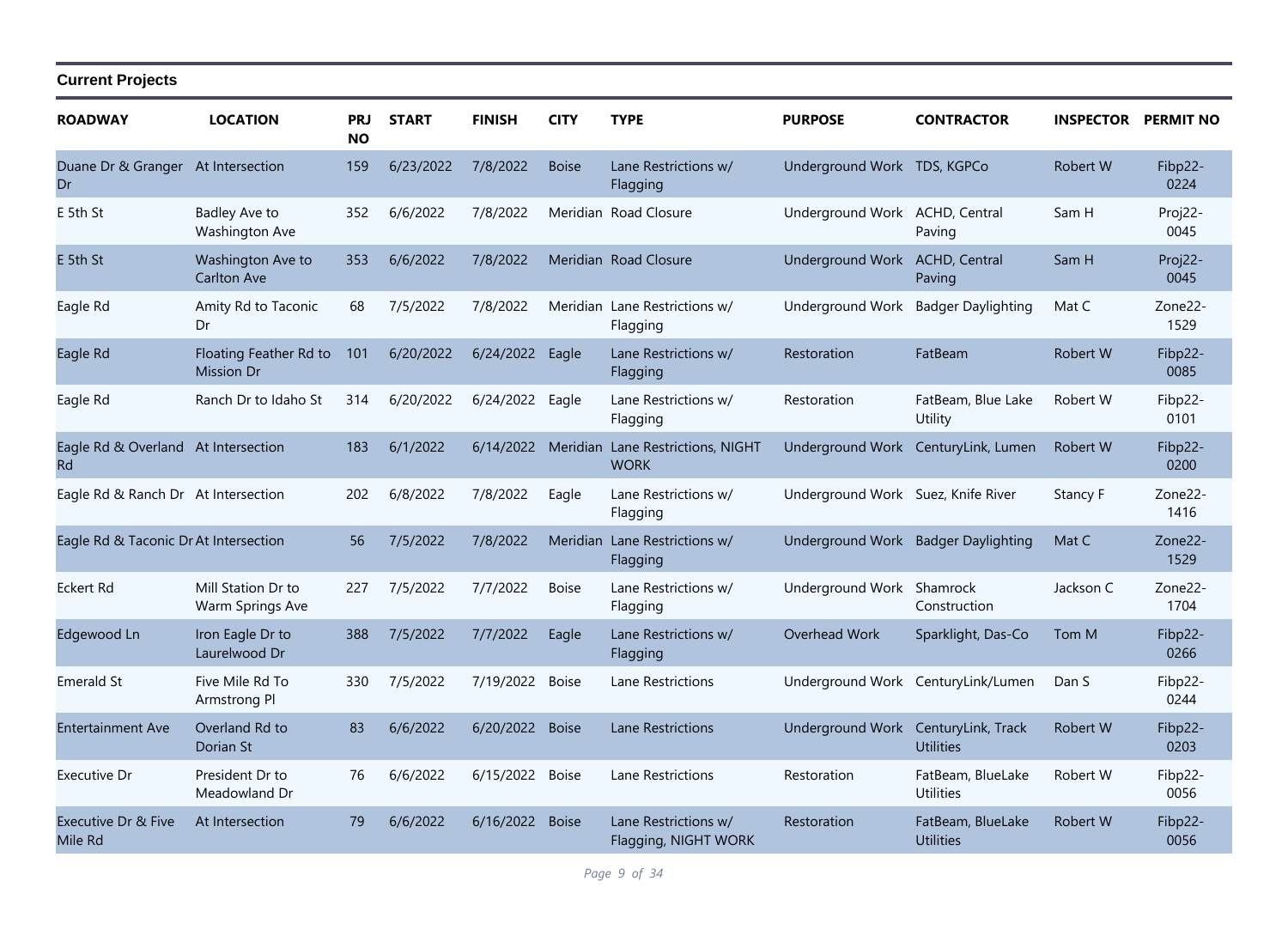**Current Projects**

| ROADWAY | LOCATION | PRJ NO | START | FINISH | CITY | TYPE | PURPOSE | CONTRACTOR | INSPECTOR | PERMIT NO |
|---|---|---|---|---|---|---|---|---|---|---|
| Duane Dr & Granger Dr | At Intersection | 159 | 6/23/2022 | 7/8/2022 | Boise | Lane Restrictions w/ Flagging | Underground Work | TDS, KGPCo | Robert W | Fibp22-0224 |
| E 5th St | Badley Ave to Washington Ave | 352 | 6/6/2022 | 7/8/2022 | Meridian | Road Closure | Underground Work | ACHD, Central Paving | Sam H | Proj22-0045 |
| E 5th St | Washington Ave to Carlton Ave | 353 | 6/6/2022 | 7/8/2022 | Meridian | Road Closure | Underground Work | ACHD, Central Paving | Sam H | Proj22-0045 |
| Eagle Rd | Amity Rd to Taconic Dr | 68 | 7/5/2022 | 7/8/2022 | Meridian | Lane Restrictions w/ Flagging | Underground Work | Badger Daylighting | Mat C | Zone22-1529 |
| Eagle Rd | Floating Feather Rd to Mission Dr | 101 | 6/20/2022 | 6/24/2022 | Eagle | Lane Restrictions w/ Flagging | Restoration | FatBeam | Robert W | Fibp22-0085 |
| Eagle Rd | Ranch Dr to Idaho St | 314 | 6/20/2022 | 6/24/2022 | Eagle | Lane Restrictions w/ Flagging | Restoration | FatBeam, Blue Lake Utility | Robert W | Fibp22-0101 |
| Eagle Rd & Overland Rd | At Intersection | 183 | 6/1/2022 | 6/14/2022 | Meridian | Lane Restrictions, NIGHT WORK | Underground Work | CenturyLink, Lumen | Robert W | Fibp22-0200 |
| Eagle Rd & Ranch Dr | At Intersection | 202 | 6/8/2022 | 7/8/2022 | Eagle | Lane Restrictions w/ Flagging | Underground Work | Suez, Knife River | Stancy F | Zone22-1416 |
| Eagle Rd & Taconic Dr | At Intersection | 56 | 7/5/2022 | 7/8/2022 | Meridian | Lane Restrictions w/ Flagging | Underground Work | Badger Daylighting | Mat C | Zone22-1529 |
| Eckert Rd | Mill Station Dr to Warm Springs Ave | 227 | 7/5/2022 | 7/7/2022 | Boise | Lane Restrictions w/ Flagging | Underground Work | Shamrock Construction | Jackson C | Zone22-1704 |
| Edgewood Ln | Iron Eagle Dr to Laurelwood Dr | 388 | 7/5/2022 | 7/7/2022 | Eagle | Lane Restrictions w/ Flagging | Overhead Work | Sparklight, Das-Co | Tom M | Fibp22-0266 |
| Emerald St | Five Mile Rd To Armstrong Pl | 330 | 7/5/2022 | 7/19/2022 | Boise | Lane Restrictions | Underground Work | CenturyLink/Lumen | Dan S | Fibp22-0244 |
| Entertainment Ave | Overland Rd to Dorian St | 83 | 6/6/2022 | 6/20/2022 | Boise | Lane Restrictions | Underground Work | CenturyLink, Track Utilities | Robert W | Fibp22-0203 |
| Executive Dr | President Dr to Meadowland Dr | 76 | 6/6/2022 | 6/15/2022 | Boise | Lane Restrictions | Restoration | FatBeam, BlueLake Utilities | Robert W | Fibp22-0056 |
| Executive Dr & Five Mile Rd | At Intersection | 79 | 6/6/2022 | 6/16/2022 | Boise | Lane Restrictions w/ Flagging, NIGHT WORK | Restoration | FatBeam, BlueLake Utilities | Robert W | Fibp22-0056 |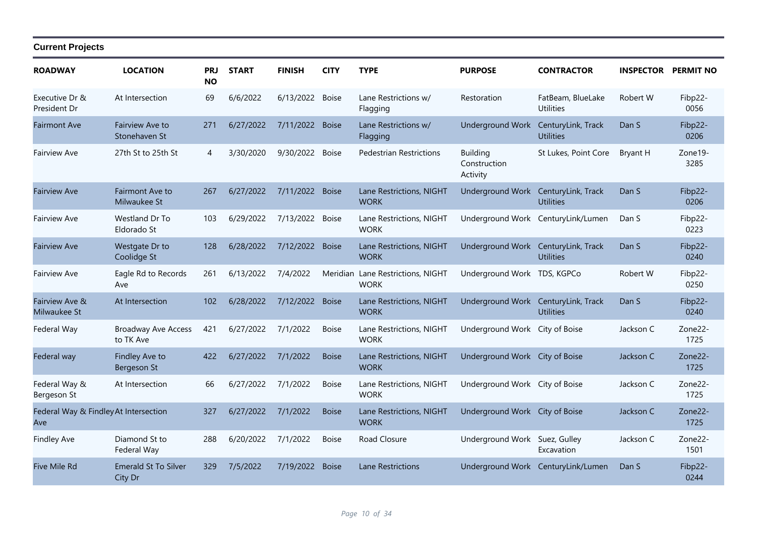## Current Projects

| ROADWAY | LOCATION | PRJ NO | START | FINISH | CITY | TYPE | PURPOSE | CONTRACTOR | INSPECTOR | PERMIT NO |
|---|---|---|---|---|---|---|---|---|---|---|
| Executive Dr & President Dr | At Intersection | 69 | 6/6/2022 | 6/13/2022 | Boise | Lane Restrictions w/ Flagging | Restoration | FatBeam, BlueLake Utilities | Robert W | Fibp22-0056 |
| Fairmont Ave | Fairview Ave to Stonehaven St | 271 | 6/27/2022 | 7/11/2022 | Boise | Lane Restrictions w/ Flagging | Underground Work | CenturyLink, Track Utilities | Dan S | Fibp22-0206 |
| Fairview Ave | 27th St to 25th St | 4 | 3/30/2020 | 9/30/2022 | Boise | Pedestrian Restrictions | Building Construction Activity | St Lukes, Point Core | Bryant H | Zone19-3285 |
| Fairview Ave | Fairmont Ave to Milwaukee St | 267 | 6/27/2022 | 7/11/2022 | Boise | Lane Restrictions, NIGHT WORK | Underground Work | CenturyLink, Track Utilities | Dan S | Fibp22-0206 |
| Fairview Ave | Westland Dr To Eldorado St | 103 | 6/29/2022 | 7/13/2022 | Boise | Lane Restrictions, NIGHT WORK | Underground Work | CenturyLink/Lumen | Dan S | Fibp22-0223 |
| Fairview Ave | Westgate Dr to Coolidge St | 128 | 6/28/2022 | 7/12/2022 | Boise | Lane Restrictions, NIGHT WORK | Underground Work | CenturyLink, Track Utilities | Dan S | Fibp22-0240 |
| Fairview Ave | Eagle Rd to Records Ave | 261 | 6/13/2022 | 7/4/2022 | Meridian | Lane Restrictions, NIGHT WORK | Underground Work | TDS, KGPCo | Robert W | Fibp22-0250 |
| Fairview Ave & Milwaukee St | At Intersection | 102 | 6/28/2022 | 7/12/2022 | Boise | Lane Restrictions, NIGHT WORK | Underground Work | CenturyLink, Track Utilities | Dan S | Fibp22-0240 |
| Federal Way | Broadway Ave Access to TK Ave | 421 | 6/27/2022 | 7/1/2022 | Boise | Lane Restrictions, NIGHT WORK | Underground Work | City of Boise | Jackson C | Zone22-1725 |
| Federal way | Findley Ave to Bergeson St | 422 | 6/27/2022 | 7/1/2022 | Boise | Lane Restrictions, NIGHT WORK | Underground Work | City of Boise | Jackson C | Zone22-1725 |
| Federal Way & Bergeson St | At Intersection | 66 | 6/27/2022 | 7/1/2022 | Boise | Lane Restrictions, NIGHT WORK | Underground Work | City of Boise | Jackson C | Zone22-1725 |
| Federal Way & Findley Ave | At Intersection | 327 | 6/27/2022 | 7/1/2022 | Boise | Lane Restrictions, NIGHT WORK | Underground Work | City of Boise | Jackson C | Zone22-1725 |
| Findley Ave | Diamond St to Federal Way | 288 | 6/20/2022 | 7/1/2022 | Boise | Road Closure | Underground Work | Suez, Gulley Excavation | Jackson C | Zone22-1501 |
| Five Mile Rd | Emerald St To Silver City Dr | 329 | 7/5/2022 | 7/19/2022 | Boise | Lane Restrictions | Underground Work | CenturyLink/Lumen | Dan S | Fibp22-0244 |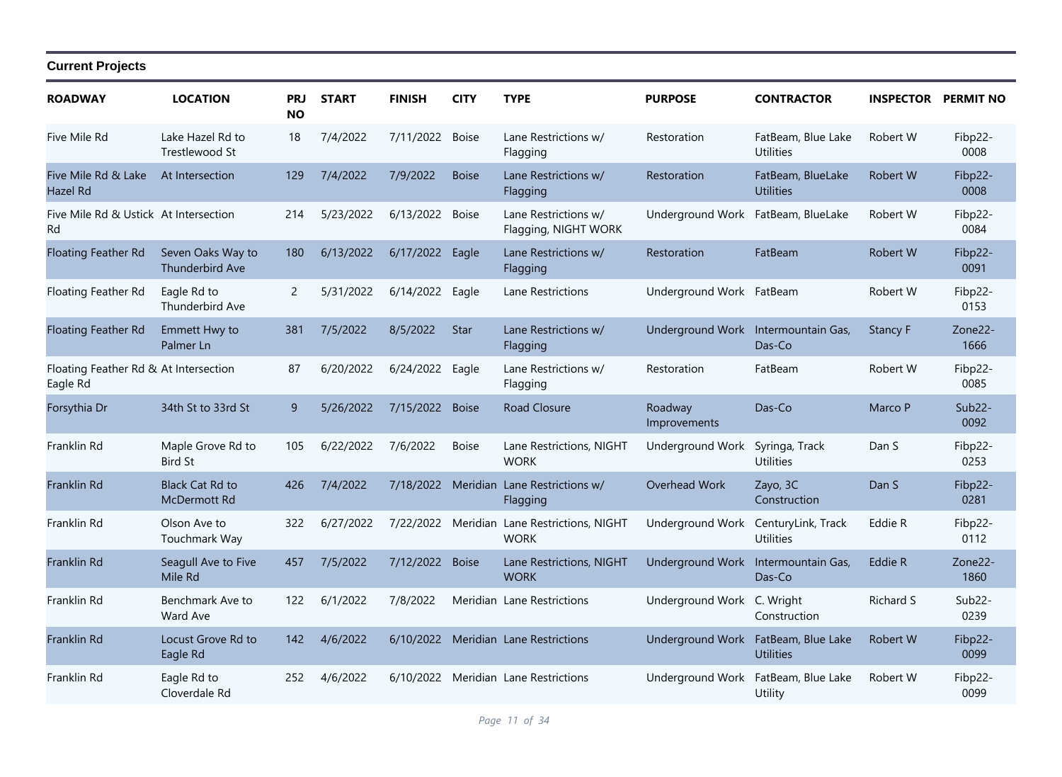## Current Projects

| ROADWAY | LOCATION | PRJ NO | START | FINISH | CITY | TYPE | PURPOSE | CONTRACTOR | INSPECTOR | PERMIT NO |
|---|---|---|---|---|---|---|---|---|---|---|
| Five Mile Rd | Lake Hazel Rd to Trestlewood St | 18 | 7/4/2022 | 7/11/2022 | Boise | Lane Restrictions w/ Flagging | Restoration | FatBeam, Blue Lake Utilities | Robert W | Fibp22-0008 |
| Five Mile Rd & Lake Hazel Rd | At Intersection | 129 | 7/4/2022 | 7/9/2022 | Boise | Lane Restrictions w/ Flagging | Restoration | FatBeam, BlueLake Utilities | Robert W | Fibp22-0008 |
| Five Mile Rd & Ustick Rd | At Intersection | 214 | 5/23/2022 | 6/13/2022 | Boise | Lane Restrictions w/ Flagging, NIGHT WORK | Underground Work | FatBeam, BlueLake | Robert W | Fibp22-0084 |
| Floating Feather Rd | Seven Oaks Way to Thunderbird Ave | 180 | 6/13/2022 | 6/17/2022 | Eagle | Lane Restrictions w/ Flagging | Restoration | FatBeam | Robert W | Fibp22-0091 |
| Floating Feather Rd | Eagle Rd to Thunderbird Ave | 2 | 5/31/2022 | 6/14/2022 | Eagle | Lane Restrictions | Underground Work | FatBeam | Robert W | Fibp22-0153 |
| Floating Feather Rd | Emmett Hwy to Palmer Ln | 381 | 7/5/2022 | 8/5/2022 | Star | Lane Restrictions w/ Flagging | Underground Work | Intermountain Gas, Das-Co | Stancy F | Zone22-1666 |
| Floating Feather Rd & Eagle Rd | At Intersection | 87 | 6/20/2022 | 6/24/2022 | Eagle | Lane Restrictions w/ Flagging | Restoration | FatBeam | Robert W | Fibp22-0085 |
| Forsythia Dr | 34th St to 33rd St | 9 | 5/26/2022 | 7/15/2022 | Boise | Road Closure | Roadway Improvements | Das-Co | Marco P | Sub22-0092 |
| Franklin Rd | Maple Grove Rd to Bird St | 105 | 6/22/2022 | 7/6/2022 | Boise | Lane Restrictions, NIGHT WORK | Underground Work | Syringa, Track Utilities | Dan S | Fibp22-0253 |
| Franklin Rd | Black Cat Rd to McDermott Rd | 426 | 7/4/2022 | 7/18/2022 | Meridian | Lane Restrictions w/ Flagging | Overhead Work | Zayo, 3C Construction | Dan S | Fibp22-0281 |
| Franklin Rd | Olson Ave to Touchmark Way | 322 | 6/27/2022 | 7/22/2022 | Meridian | Lane Restrictions, NIGHT WORK | Underground Work | CenturyLink, Track Utilities | Eddie R | Fibp22-0112 |
| Franklin Rd | Seagull Ave to Five Mile Rd | 457 | 7/5/2022 | 7/12/2022 | Boise | Lane Restrictions, NIGHT WORK | Underground Work | Intermountain Gas, Das-Co | Eddie R | Zone22-1860 |
| Franklin Rd | Benchmark Ave to Ward Ave | 122 | 6/1/2022 | 7/8/2022 | Meridian | Lane Restrictions | Underground Work | C. Wright Construction | Richard S | Sub22-0239 |
| Franklin Rd | Locust Grove Rd to Eagle Rd | 142 | 4/6/2022 | 6/10/2022 | Meridian | Lane Restrictions | Underground Work | FatBeam, Blue Lake Utilities | Robert W | Fibp22-0099 |
| Franklin Rd | Eagle Rd to Cloverdale Rd | 252 | 4/6/2022 | 6/10/2022 | Meridian | Lane Restrictions | Underground Work | FatBeam, Blue Lake Utility | Robert W | Fibp22-0099 |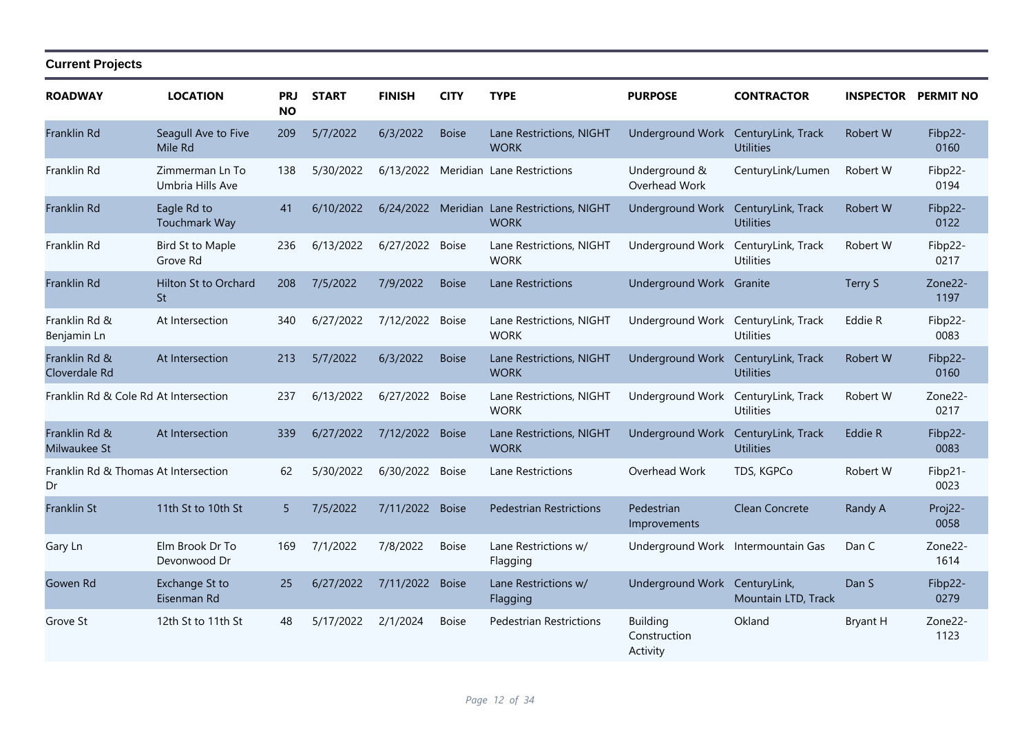**Current Projects**

| ROADWAY | LOCATION | PRJ NO | START | FINISH | CITY | TYPE | PURPOSE | CONTRACTOR | INSPECTOR | PERMIT NO |
|---|---|---|---|---|---|---|---|---|---|---|
| Franklin Rd | Seagull Ave to Five Mile Rd | 209 | 5/7/2022 | 6/3/2022 | Boise | Lane Restrictions, NIGHT WORK | Underground Work | CenturyLink, Track Utilities | Robert W | Fibp22-0160 |
| Franklin Rd | Zimmerman Ln To Umbria Hills Ave | 138 | 5/30/2022 | 6/13/2022 | Meridian | Lane Restrictions | Underground & Overhead Work | CenturyLink/Lumen | Robert W | Fibp22-0194 |
| Franklin Rd | Eagle Rd to Touchmark Way | 41 | 6/10/2022 | 6/24/2022 | Meridian | Lane Restrictions, NIGHT WORK | Underground Work | CenturyLink, Track Utilities | Robert W | Fibp22-0122 |
| Franklin Rd | Bird St to Maple Grove Rd | 236 | 6/13/2022 | 6/27/2022 | Boise | Lane Restrictions, NIGHT WORK | Underground Work | CenturyLink, Track Utilities | Robert W | Fibp22-0217 |
| Franklin Rd | Hilton St to Orchard St | 208 | 7/5/2022 | 7/9/2022 | Boise | Lane Restrictions | Underground Work | Granite | Terry S | Zone22-1197 |
| Franklin Rd & Benjamin Ln | At Intersection | 340 | 6/27/2022 | 7/12/2022 | Boise | Lane Restrictions, NIGHT WORK | Underground Work | CenturyLink, Track Utilities | Eddie R | Fibp22-0083 |
| Franklin Rd & Cloverdale Rd | At Intersection | 213 | 5/7/2022 | 6/3/2022 | Boise | Lane Restrictions, NIGHT WORK | Underground Work | CenturyLink, Track Utilities | Robert W | Fibp22-0160 |
| Franklin Rd & Cole Rd | At Intersection | 237 | 6/13/2022 | 6/27/2022 | Boise | Lane Restrictions, NIGHT WORK | Underground Work | CenturyLink, Track Utilities | Robert W | Zone22-0217 |
| Franklin Rd & Milwaukee St | At Intersection | 339 | 6/27/2022 | 7/12/2022 | Boise | Lane Restrictions, NIGHT WORK | Underground Work | CenturyLink, Track Utilities | Eddie R | Fibp22-0083 |
| Franklin Rd & Thomas Dr | At Intersection | 62 | 5/30/2022 | 6/30/2022 | Boise | Lane Restrictions | Overhead Work | TDS, KGPCo | Robert W | Fibp21-0023 |
| Franklin St | 11th St to 10th St | 5 | 7/5/2022 | 7/11/2022 | Boise | Pedestrian Restrictions | Pedestrian Improvements | Clean Concrete | Randy A | Proj22-0058 |
| Gary Ln | Elm Brook Dr To Devonwood Dr | 169 | 7/1/2022 | 7/8/2022 | Boise | Lane Restrictions w/ Flagging | Underground Work | Intermountain Gas | Dan C | Zone22-1614 |
| Gowen Rd | Exchange St to Eisenman Rd | 25 | 6/27/2022 | 7/11/2022 | Boise | Lane Restrictions w/ Flagging | Underground Work | CenturyLink, Mountain LTD, Track | Dan S | Fibp22-0279 |
| Grove St | 12th St to 11th St | 48 | 5/17/2022 | 2/1/2024 | Boise | Pedestrian Restrictions | Building Construction Activity | Okland | Bryant H | Zone22-1123 |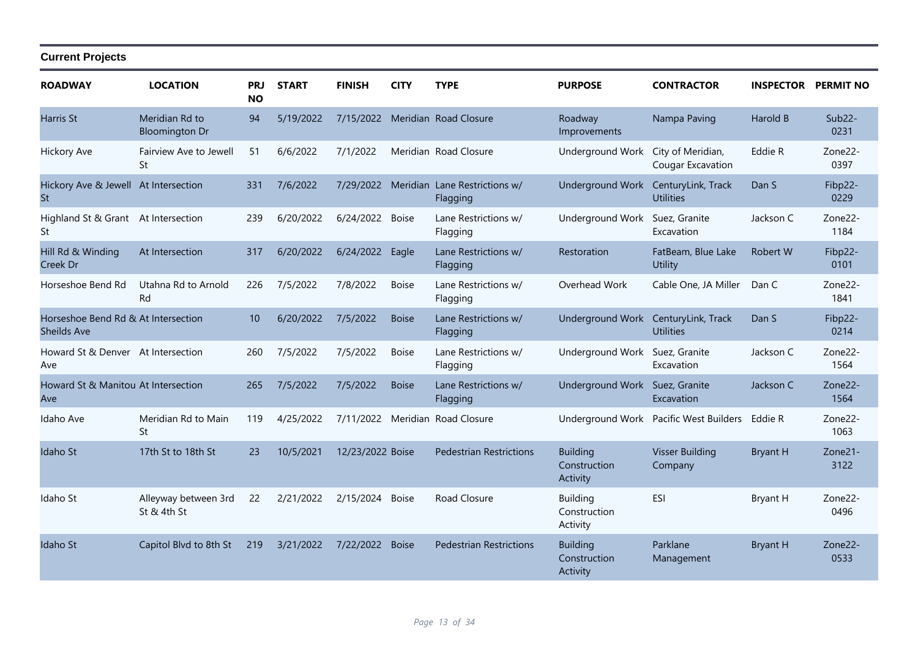**Current Projects**

| ROADWAY | LOCATION | PRJ NO | START | FINISH | CITY | TYPE | PURPOSE | CONTRACTOR | INSPECTOR | PERMIT NO |
|---|---|---|---|---|---|---|---|---|---|---|
| Harris St | Meridian Rd to Bloomington Dr | 94 | 5/19/2022 | 7/15/2022 | Meridian | Road Closure | Roadway Improvements | Nampa Paving | Harold B | Sub22-0231 |
| Hickory Ave | Fairview Ave to Jewell St | 51 | 6/6/2022 | 7/1/2022 | Meridian | Road Closure | Underground Work | City of Meridian, Cougar Excavation | Eddie R | Zone22-0397 |
| Hickory Ave & Jewell St | At Intersection | 331 | 7/6/2022 | 7/29/2022 | Meridian | Lane Restrictions w/ Flagging | Underground Work | CenturyLink, Track Utilities | Dan S | Fibp22-0229 |
| Highland St & Grant St | At Intersection | 239 | 6/20/2022 | 6/24/2022 | Boise | Lane Restrictions w/ Flagging | Underground Work | Suez, Granite Excavation | Jackson C | Zone22-1184 |
| Hill Rd & Winding Creek Dr | At Intersection | 317 | 6/20/2022 | 6/24/2022 | Eagle | Lane Restrictions w/ Flagging | Restoration | FatBeam, Blue Lake Utility | Robert W | Fibp22-0101 |
| Horseshoe Bend Rd | Utahna Rd to Arnold Rd | 226 | 7/5/2022 | 7/8/2022 | Boise | Lane Restrictions w/ Flagging | Overhead Work | Cable One, JA Miller | Dan C | Zone22-1841 |
| Horseshoe Bend Rd & Sheilds Ave | At Intersection | 10 | 6/20/2022 | 7/5/2022 | Boise | Lane Restrictions w/ Flagging | Underground Work | CenturyLink, Track Utilities | Dan S | Fibp22-0214 |
| Howard St & Denver Ave | At Intersection | 260 | 7/5/2022 | 7/5/2022 | Boise | Lane Restrictions w/ Flagging | Underground Work | Suez, Granite Excavation | Jackson C | Zone22-1564 |
| Howard St & Manitou Ave | At Intersection | 265 | 7/5/2022 | 7/5/2022 | Boise | Lane Restrictions w/ Flagging | Underground Work | Suez, Granite Excavation | Jackson C | Zone22-1564 |
| Idaho Ave | Meridian Rd to Main St | 119 | 4/25/2022 | 7/11/2022 | Meridian | Road Closure | Underground Work | Pacific West Builders | Eddie R | Zone22-1063 |
| Idaho St | 17th St to 18th St | 23 | 10/5/2021 | 12/23/2022 | Boise | Pedestrian Restrictions | Building Construction Activity | Visser Building Company | Bryant H | Zone21-3122 |
| Idaho St | Alleyway between 3rd St & 4th St | 22 | 2/21/2022 | 2/15/2024 | Boise | Road Closure | Building Construction Activity | ESI | Bryant H | Zone22-0496 |
| Idaho St | Capitol Blvd to 8th St | 219 | 3/21/2022 | 7/22/2022 | Boise | Pedestrian Restrictions | Building Construction Activity | Parklane Management | Bryant H | Zone22-0533 |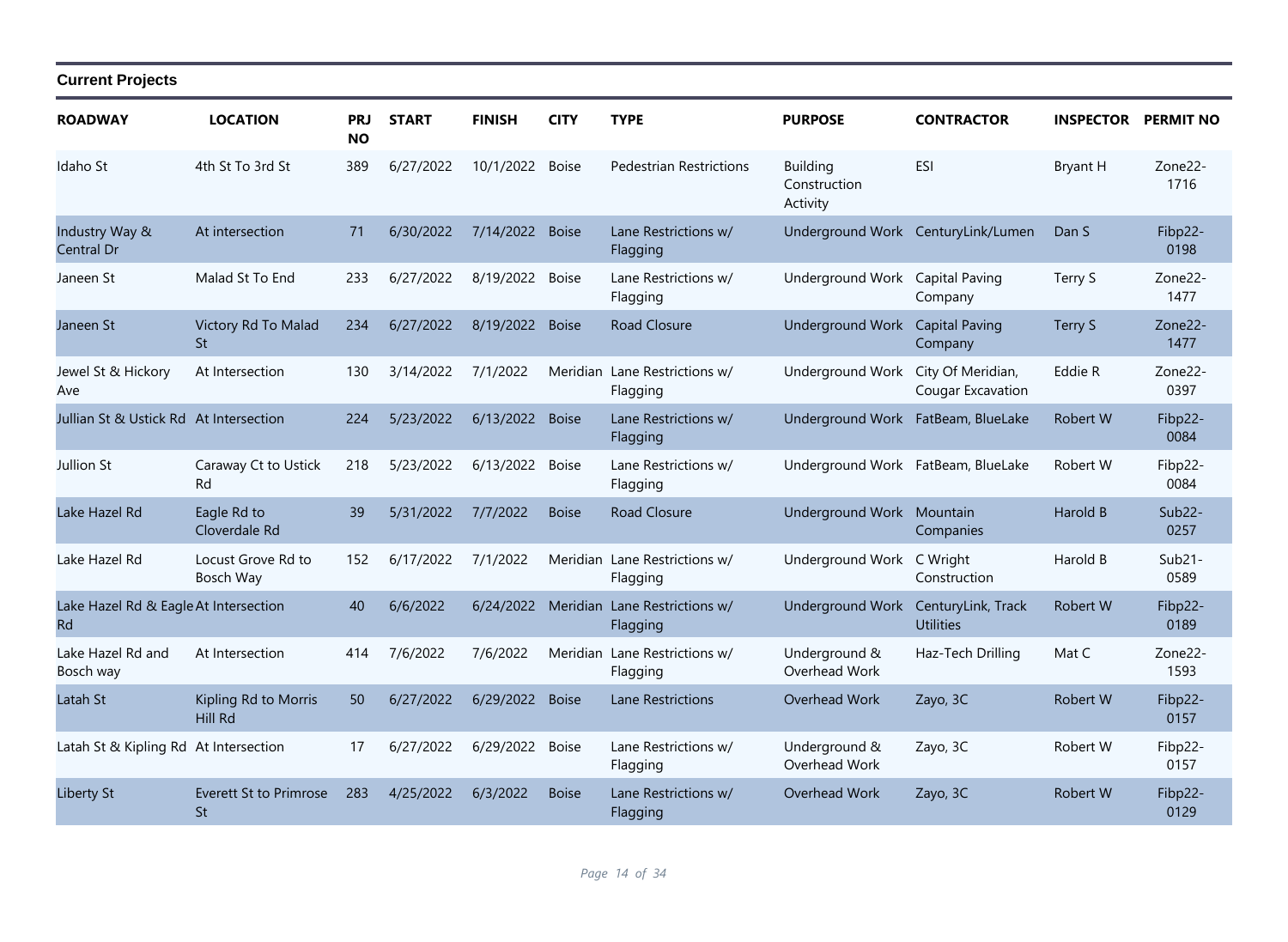## Current Projects

| ROADWAY | LOCATION | PRJ NO | START | FINISH | CITY | TYPE | PURPOSE | CONTRACTOR | INSPECTOR | PERMIT NO |
|---|---|---|---|---|---|---|---|---|---|---|
| Idaho St | 4th St To 3rd St | 389 | 6/27/2022 | 10/1/2022 | Boise | Pedestrian Restrictions | Building Construction Activity | ESI | Bryant H | Zone22-1716 |
| Industry Way & Central Dr | At intersection | 71 | 6/30/2022 | 7/14/2022 | Boise | Lane Restrictions w/ Flagging | Underground Work | CenturyLink/Lumen | Dan S | Fibp22-0198 |
| Janeen St | Malad St To End | 233 | 6/27/2022 | 8/19/2022 | Boise | Lane Restrictions w/ Flagging | Underground Work | Capital Paving Company | Terry S | Zone22-1477 |
| Janeen St | Victory Rd To Malad St | 234 | 6/27/2022 | 8/19/2022 | Boise | Road Closure | Underground Work | Capital Paving Company | Terry S | Zone22-1477 |
| Jewel St & Hickory Ave | At Intersection | 130 | 3/14/2022 | 7/1/2022 | Meridian | Lane Restrictions w/ Flagging | Underground Work | City Of Meridian, Cougar Excavation | Eddie R | Zone22-0397 |
| Jullian St & Ustick Rd | At Intersection | 224 | 5/23/2022 | 6/13/2022 | Boise | Lane Restrictions w/ Flagging | Underground Work | FatBeam, BlueLake | Robert W | Fibp22-0084 |
| Jullion St | Caraway Ct to Ustick Rd | 218 | 5/23/2022 | 6/13/2022 | Boise | Lane Restrictions w/ Flagging | Underground Work | FatBeam, BlueLake | Robert W | Fibp22-0084 |
| Lake Hazel Rd | Eagle Rd to Cloverdale Rd | 39 | 5/31/2022 | 7/7/2022 | Boise | Road Closure | Underground Work | Mountain Companies | Harold B | Sub22-0257 |
| Lake Hazel Rd | Locust Grove Rd to Bosch Way | 152 | 6/17/2022 | 7/1/2022 | Meridian | Lane Restrictions w/ Flagging | Underground Work | C Wright Construction | Harold B | Sub21-0589 |
| Lake Hazel Rd & Eagle Rd | At Intersection | 40 | 6/6/2022 | 6/24/2022 | Meridian | Lane Restrictions w/ Flagging | Underground Work | CenturyLink, Track Utilities | Robert W | Fibp22-0189 |
| Lake Hazel Rd and Bosch way | At Intersection | 414 | 7/6/2022 | 7/6/2022 | Meridian | Lane Restrictions w/ Flagging | Underground & Overhead Work | Haz-Tech Drilling | Mat C | Zone22-1593 |
| Latah St | Kipling Rd to Morris Hill Rd | 50 | 6/27/2022 | 6/29/2022 | Boise | Lane Restrictions | Overhead Work | Zayo, 3C | Robert W | Fibp22-0157 |
| Latah St & Kipling Rd | At Intersection | 17 | 6/27/2022 | 6/29/2022 | Boise | Lane Restrictions w/ Flagging | Underground & Overhead Work | Zayo, 3C | Robert W | Fibp22-0157 |
| Liberty St | Everett St to Primrose St | 283 | 4/25/2022 | 6/3/2022 | Boise | Lane Restrictions w/ Flagging | Overhead Work | Zayo, 3C | Robert W | Fibp22-0129 |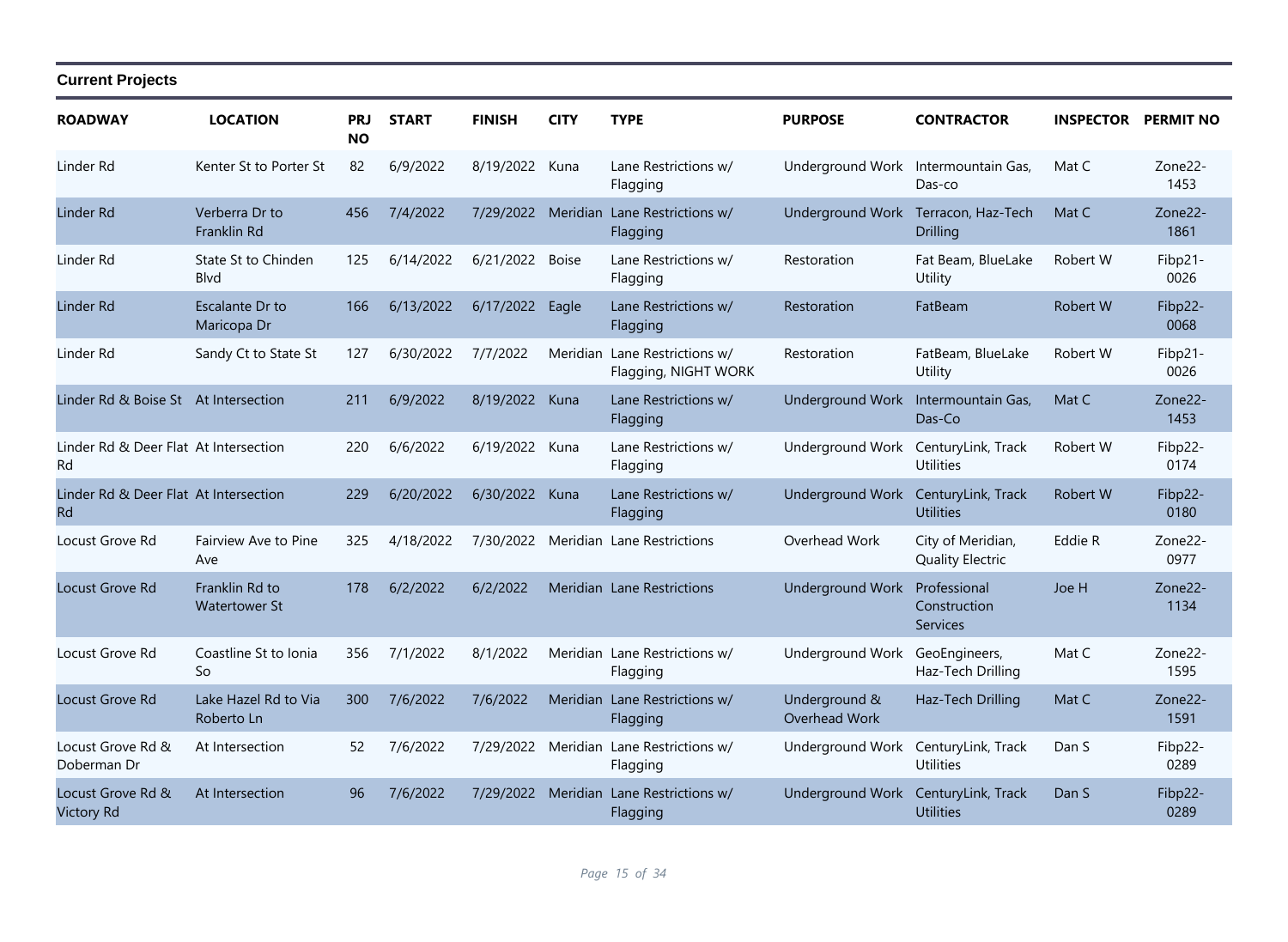## Current Projects

| ROADWAY | LOCATION | PRJ NO | START | FINISH | CITY | TYPE | PURPOSE | CONTRACTOR | INSPECTOR | PERMIT NO |
|---|---|---|---|---|---|---|---|---|---|---|
| Linder Rd | Kenter St to Porter St | 82 | 6/9/2022 | 8/19/2022 | Kuna | Lane Restrictions w/ Flagging | Underground Work | Intermountain Gas, Das-co | Mat C | Zone22-1453 |
| Linder Rd | Verberra Dr to Franklin Rd | 456 | 7/4/2022 | 7/29/2022 | Meridian | Lane Restrictions w/ Flagging | Underground Work | Terracon, Haz-Tech Drilling | Mat C | Zone22-1861 |
| Linder Rd | State St to Chinden Blvd | 125 | 6/14/2022 | 6/21/2022 | Boise | Lane Restrictions w/ Flagging | Restoration | Fat Beam, BlueLake Utility | Robert W | Fibp21-0026 |
| Linder Rd | Escalante Dr to Maricopa Dr | 166 | 6/13/2022 | 6/17/2022 | Eagle | Lane Restrictions w/ Flagging | Restoration | FatBeam | Robert W | Fibp22-0068 |
| Linder Rd | Sandy Ct to State St | 127 | 6/30/2022 | 7/7/2022 | Meridian | Lane Restrictions w/ Flagging, NIGHT WORK | Restoration | FatBeam, BlueLake Utility | Robert W | Fibp21-0026 |
| Linder Rd & Boise St | At Intersection | 211 | 6/9/2022 | 8/19/2022 | Kuna | Lane Restrictions w/ Flagging | Underground Work | Intermountain Gas, Das-Co | Mat C | Zone22-1453 |
| Linder Rd & Deer Flat Rd | At Intersection | 220 | 6/6/2022 | 6/19/2022 | Kuna | Lane Restrictions w/ Flagging | Underground Work | CenturyLink, Track Utilities | Robert W | Fibp22-0174 |
| Linder Rd & Deer Flat Rd | At Intersection | 229 | 6/20/2022 | 6/30/2022 | Kuna | Lane Restrictions w/ Flagging | Underground Work | CenturyLink, Track Utilities | Robert W | Fibp22-0180 |
| Locust Grove Rd | Fairview Ave to Pine Ave | 325 | 4/18/2022 | 7/30/2022 | Meridian | Lane Restrictions | Overhead Work | City of Meridian, Quality Electric | Eddie R | Zone22-0977 |
| Locust Grove Rd | Franklin Rd to Watertower St | 178 | 6/2/2022 | 6/2/2022 | Meridian | Lane Restrictions | Underground Work | Professional Construction Services | Joe H | Zone22-1134 |
| Locust Grove Rd | Coastline St to Ionia So | 356 | 7/1/2022 | 8/1/2022 | Meridian | Lane Restrictions w/ Flagging | Underground Work | GeoEngineers, Haz-Tech Drilling | Mat C | Zone22-1595 |
| Locust Grove Rd | Lake Hazel Rd to Via Roberto Ln | 300 | 7/6/2022 | 7/6/2022 | Meridian | Lane Restrictions w/ Flagging | Underground & Overhead Work | Haz-Tech Drilling | Mat C | Zone22-1591 |
| Locust Grove Rd & Doberman Dr | At Intersection | 52 | 7/6/2022 | 7/29/2022 | Meridian | Lane Restrictions w/ Flagging | Underground Work | CenturyLink, Track Utilities | Dan S | Fibp22-0289 |
| Locust Grove Rd & Victory Rd | At Intersection | 96 | 7/6/2022 | 7/29/2022 | Meridian | Lane Restrictions w/ Flagging | Underground Work | CenturyLink, Track Utilities | Dan S | Fibp22-0289 |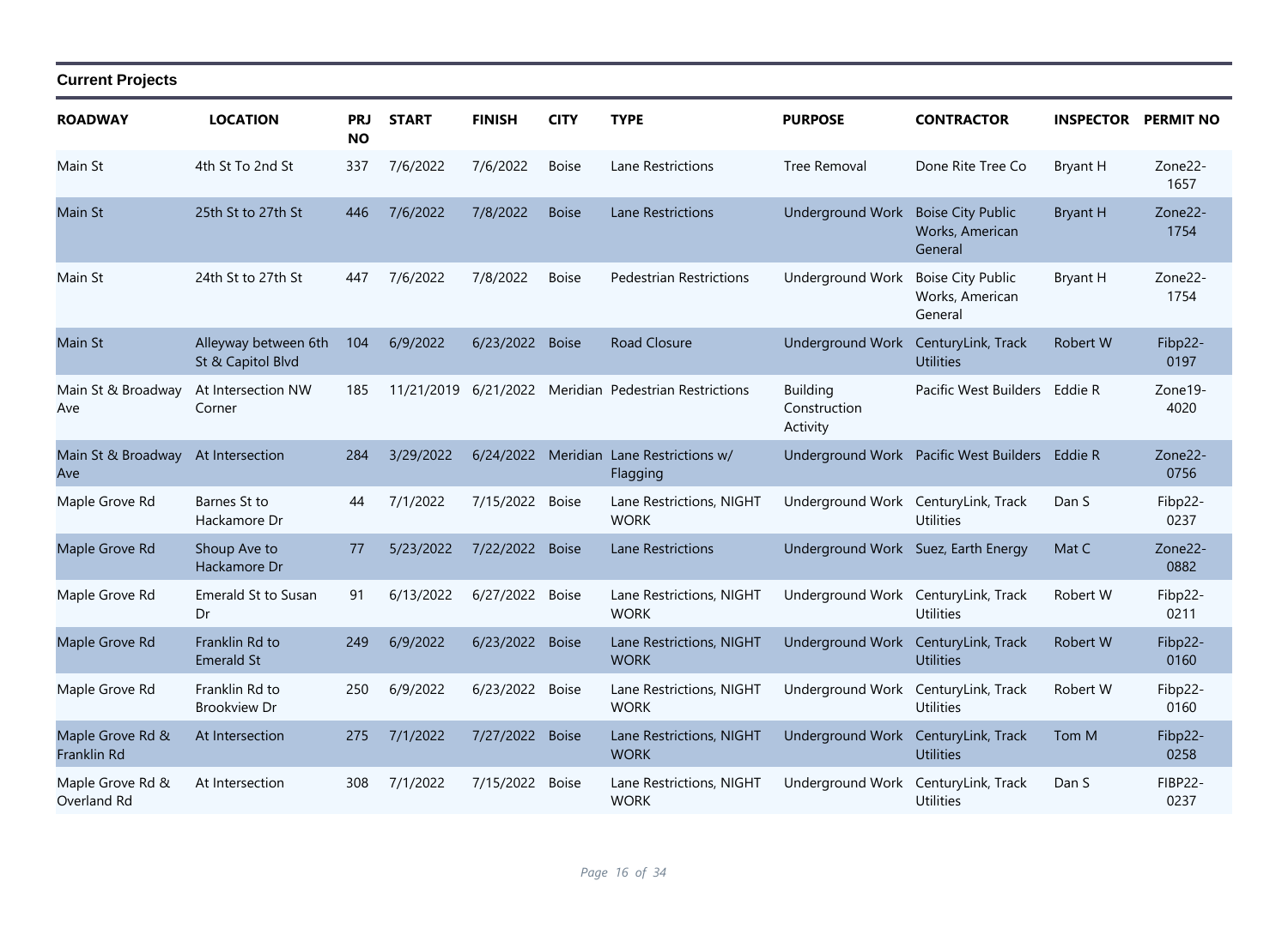## Current Projects

| ROADWAY | LOCATION | PRJ NO | START | FINISH | CITY | TYPE | PURPOSE | CONTRACTOR | INSPECTOR | PERMIT NO |
|---|---|---|---|---|---|---|---|---|---|---|
| Main St | 4th St To 2nd St | 337 | 7/6/2022 | 7/6/2022 | Boise | Lane Restrictions | Tree Removal | Done Rite Tree Co | Bryant H | Zone22-1657 |
| Main St | 25th St to 27th St | 446 | 7/6/2022 | 7/8/2022 | Boise | Lane Restrictions | Underground Work | Boise City Public Works, American General | Bryant H | Zone22-1754 |
| Main St | 24th St to 27th St | 447 | 7/6/2022 | 7/8/2022 | Boise | Pedestrian Restrictions | Underground Work | Boise City Public Works, American General | Bryant H | Zone22-1754 |
| Main St | Alleyway between 6th St & Capitol Blvd | 104 | 6/9/2022 | 6/23/2022 | Boise | Road Closure | Underground Work | CenturyLink, Track Utilities | Robert W | Fibp22-0197 |
| Main St & Broadway Ave | At Intersection NW Corner | 185 | 11/21/2019 | 6/21/2022 | Meridian | Pedestrian Restrictions | Building Construction Activity | Pacific West Builders | Eddie R | Zone19-4020 |
| Main St & Broadway Ave | At Intersection | 284 | 3/29/2022 | 6/24/2022 | Meridian | Lane Restrictions w/ Flagging | Underground Work | Pacific West Builders | Eddie R | Zone22-0756 |
| Maple Grove Rd | Barnes St to Hackamore Dr | 44 | 7/1/2022 | 7/15/2022 | Boise | Lane Restrictions, NIGHT WORK | Underground Work | CenturyLink, Track Utilities | Dan S | Fibp22-0237 |
| Maple Grove Rd | Shoup Ave to Hackamore Dr | 77 | 5/23/2022 | 7/22/2022 | Boise | Lane Restrictions | Underground Work | Suez, Earth Energy | Mat C | Zone22-0882 |
| Maple Grove Rd | Emerald St to Susan Dr | 91 | 6/13/2022 | 6/27/2022 | Boise | Lane Restrictions, NIGHT WORK | Underground Work | CenturyLink, Track Utilities | Robert W | Fibp22-0211 |
| Maple Grove Rd | Franklin Rd to Emerald St | 249 | 6/9/2022 | 6/23/2022 | Boise | Lane Restrictions, NIGHT WORK | Underground Work | CenturyLink, Track Utilities | Robert W | Fibp22-0160 |
| Maple Grove Rd | Franklin Rd to Brookview Dr | 250 | 6/9/2022 | 6/23/2022 | Boise | Lane Restrictions, NIGHT WORK | Underground Work | CenturyLink, Track Utilities | Robert W | Fibp22-0160 |
| Maple Grove Rd & Franklin Rd | At Intersection | 275 | 7/1/2022 | 7/27/2022 | Boise | Lane Restrictions, NIGHT WORK | Underground Work | CenturyLink, Track Utilities | Tom M | Fibp22-0258 |
| Maple Grove Rd & Overland Rd | At Intersection | 308 | 7/1/2022 | 7/15/2022 | Boise | Lane Restrictions, NIGHT WORK | Underground Work | CenturyLink, Track Utilities | Dan S | FIBP22-0237 |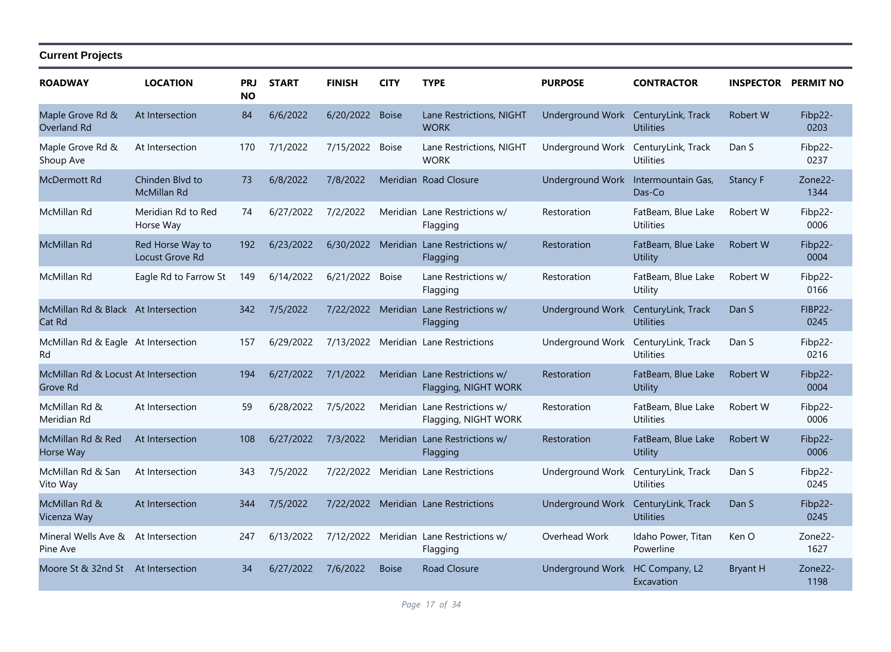**Current Projects**

| ROADWAY | LOCATION | PRJ NO | START | FINISH | CITY | TYPE | PURPOSE | CONTRACTOR | INSPECTOR | PERMIT NO |
|---|---|---|---|---|---|---|---|---|---|---|
| Maple Grove Rd & Overland Rd | At Intersection | 84 | 6/6/2022 | 6/20/2022 | Boise | Lane Restrictions, NIGHT WORK | Underground Work | CenturyLink, Track Utilities | Robert W | Fibp22-0203 |
| Maple Grove Rd & Shoup Ave | At Intersection | 170 | 7/1/2022 | 7/15/2022 | Boise | Lane Restrictions, NIGHT WORK | Underground Work | CenturyLink, Track Utilities | Dan S | Fibp22-0237 |
| McDermott Rd | Chinden Blvd to McMillan Rd | 73 | 6/8/2022 | 7/8/2022 | Meridian | Road Closure | Underground Work | Intermountain Gas, Das-Co | Stancy F | Zone22-1344 |
| McMillan Rd | Meridian Rd to Red Horse Way | 74 | 6/27/2022 | 7/2/2022 | Meridian | Lane Restrictions w/ Flagging | Restoration | FatBeam, Blue Lake Utilities | Robert W | Fibp22-0006 |
| McMillan Rd | Red Horse Way to Locust Grove Rd | 192 | 6/23/2022 | 6/30/2022 | Meridian | Lane Restrictions w/ Flagging | Restoration | FatBeam, Blue Lake Utility | Robert W | Fibp22-0004 |
| McMillan Rd | Eagle Rd to Farrow St | 149 | 6/14/2022 | 6/21/2022 | Boise | Lane Restrictions w/ Flagging | Restoration | FatBeam, Blue Lake Utility | Robert W | Fibp22-0166 |
| McMillan Rd & Black Cat Rd | At Intersection | 342 | 7/5/2022 | 7/22/2022 | Meridian | Lane Restrictions w/ Flagging | Underground Work | CenturyLink, Track Utilities | Dan S | FIBP22-0245 |
| McMillan Rd & Eagle Rd | At Intersection | 157 | 6/29/2022 | 7/13/2022 | Meridian | Lane Restrictions | Underground Work | CenturyLink, Track Utilities | Dan S | Fibp22-0216 |
| McMillan Rd & Locust Grove Rd | At Intersection | 194 | 6/27/2022 | 7/1/2022 | Meridian | Lane Restrictions w/ Flagging, NIGHT WORK | Restoration | FatBeam, Blue Lake Utility | Robert W | Fibp22-0004 |
| McMillan Rd & Meridian Rd | At Intersection | 59 | 6/28/2022 | 7/5/2022 | Meridian | Lane Restrictions w/ Flagging, NIGHT WORK | Restoration | FatBeam, Blue Lake Utilities | Robert W | Fibp22-0006 |
| McMillan Rd & Red Horse Way | At Intersection | 108 | 6/27/2022 | 7/3/2022 | Meridian | Lane Restrictions w/ Flagging | Restoration | FatBeam, Blue Lake Utility | Robert W | Fibp22-0006 |
| McMillan Rd & San Vito Way | At Intersection | 343 | 7/5/2022 | 7/22/2022 | Meridian | Lane Restrictions | Underground Work | CenturyLink, Track Utilities | Dan S | Fibp22-0245 |
| McMillan Rd & Vicenza Way | At Intersection | 344 | 7/5/2022 | 7/22/2022 | Meridian | Lane Restrictions | Underground Work | CenturyLink, Track Utilities | Dan S | Fibp22-0245 |
| Mineral Wells Ave & Pine Ave | At Intersection | 247 | 6/13/2022 | 7/12/2022 | Meridian | Lane Restrictions w/ Flagging | Overhead Work | Idaho Power, Titan Powerline | Ken O | Zone22-1627 |
| Moore St & 32nd St | At Intersection | 34 | 6/27/2022 | 7/6/2022 | Boise | Road Closure | Underground Work | HC Company, L2 Excavation | Bryant H | Zone22-1198 |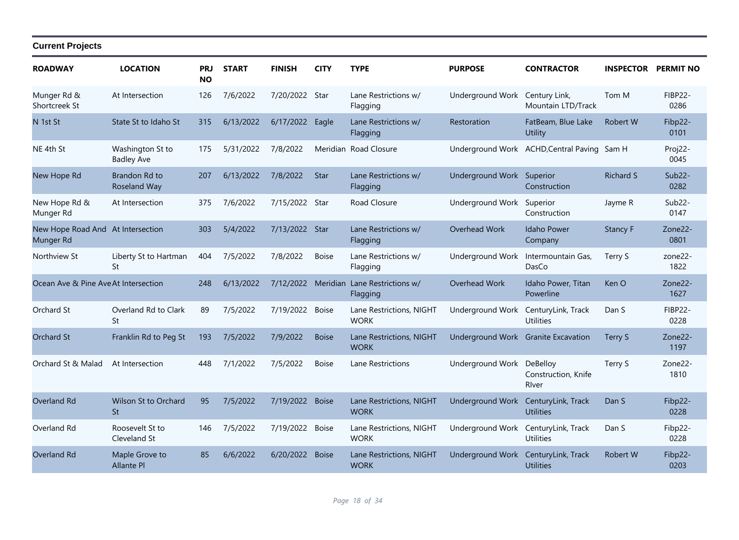## Current Projects

| ROADWAY | LOCATION | PRJ NO | START | FINISH | CITY | TYPE | PURPOSE | CONTRACTOR | INSPECTOR | PERMIT NO |
|---|---|---|---|---|---|---|---|---|---|---|
| Munger Rd & Shortcreek St | At Intersection | 126 | 7/6/2022 | 7/20/2022 | Star | Lane Restrictions w/ Flagging | Underground Work | Century Link, Mountain LTD/Track | Tom M | FIBP22-0286 |
| N 1st St | State St to Idaho St | 315 | 6/13/2022 | 6/17/2022 | Eagle | Lane Restrictions w/ Flagging | Restoration | FatBeam, Blue Lake Utility | Robert W | Fibp22-0101 |
| NE 4th St | Washington St to Badley Ave | 175 | 5/31/2022 | 7/8/2022 | Meridian | Road Closure | Underground Work | ACHD,Central Paving | Sam H | Proj22-0045 |
| New Hope Rd | Brandon Rd to Roseland Way | 207 | 6/13/2022 | 7/8/2022 | Star | Lane Restrictions w/ Flagging | Underground Work | Superior Construction | Richard S | Sub22-0282 |
| New Hope Rd & Munger Rd | At Intersection | 375 | 7/6/2022 | 7/15/2022 | Star | Road Closure | Underground Work | Superior Construction | Jayme R | Sub22-0147 |
| New Hope Road And Munger Rd | At Intersection | 303 | 5/4/2022 | 7/13/2022 | Star | Lane Restrictions w/ Flagging | Overhead Work | Idaho Power Company | Stancy F | Zone22-0801 |
| Northview St | Liberty St to Hartman St | 404 | 7/5/2022 | 7/8/2022 | Boise | Lane Restrictions w/ Flagging | Underground Work | Intermountain Gas, DasCo | Terry S | zone22-1822 |
| Ocean Ave & Pine Ave | At Intersection | 248 | 6/13/2022 | 7/12/2022 | Meridian | Lane Restrictions w/ Flagging | Overhead Work | Idaho Power, Titan Powerline | Ken O | Zone22-1627 |
| Orchard St | Overland Rd to Clark St | 89 | 7/5/2022 | 7/19/2022 | Boise | Lane Restrictions, NIGHT WORK | Underground Work | CenturyLink, Track Utilities | Dan S | FIBP22-0228 |
| Orchard St | Franklin Rd to Peg St | 193 | 7/5/2022 | 7/9/2022 | Boise | Lane Restrictions, NIGHT WORK | Underground Work | Granite Excavation | Terry S | Zone22-1197 |
| Orchard St & Malad | At Intersection | 448 | 7/1/2022 | 7/5/2022 | Boise | Lane Restrictions | Underground Work | DeBelloy Construction, Knife RIver | Terry S | Zone22-1810 |
| Overland Rd | Wilson St to Orchard St | 95 | 7/5/2022 | 7/19/2022 | Boise | Lane Restrictions, NIGHT WORK | Underground Work | CenturyLink, Track Utilities | Dan S | Fibp22-0228 |
| Overland Rd | Roosevelt St to Cleveland St | 146 | 7/5/2022 | 7/19/2022 | Boise | Lane Restrictions, NIGHT WORK | Underground Work | CenturyLink, Track Utilities | Dan S | Fibp22-0228 |
| Overland Rd | Maple Grove to Allante Pl | 85 | 6/6/2022 | 6/20/2022 | Boise | Lane Restrictions, NIGHT WORK | Underground Work | CenturyLink, Track Utilities | Robert W | Fibp22-0203 |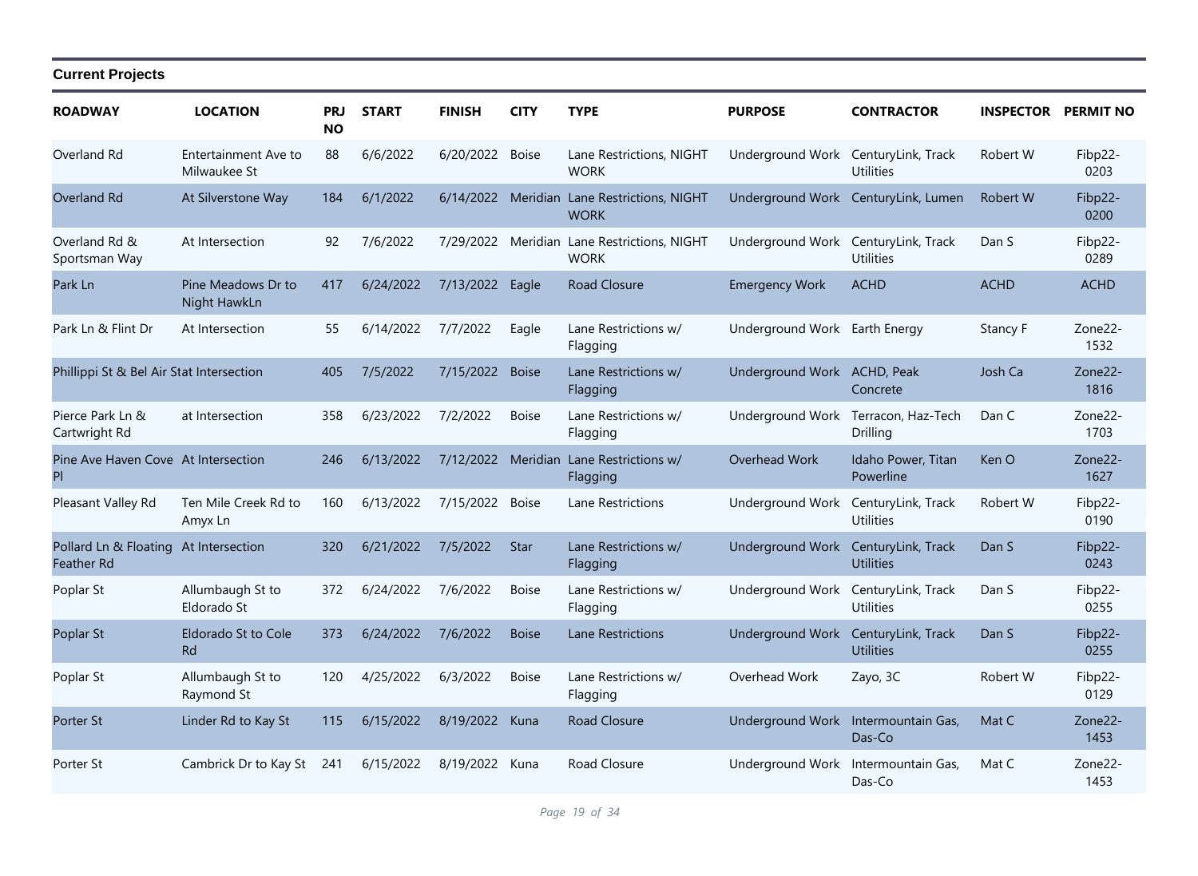**Current Projects**

| ROADWAY | LOCATION | PRJ NO | START | FINISH | CITY | TYPE | PURPOSE | CONTRACTOR | INSPECTOR | PERMIT NO |
|---|---|---|---|---|---|---|---|---|---|---|
| Overland Rd | Entertainment Ave to Milwaukee St | 88 | 6/6/2022 | 6/20/2022 | Boise | Lane Restrictions, NIGHT WORK | Underground Work | CenturyLink, Track Utilities | Robert W | Fibp22-0203 |
| Overland Rd | At Silverstone Way | 184 | 6/1/2022 | 6/14/2022 | Meridian | Lane Restrictions, NIGHT WORK | Underground Work | CenturyLink, Lumen | Robert W | Fibp22-0200 |
| Overland Rd & Sportsman Way | At Intersection | 92 | 7/6/2022 | 7/29/2022 | Meridian | Lane Restrictions, NIGHT WORK | Underground Work | CenturyLink, Track Utilities | Dan S | Fibp22-0289 |
| Park Ln | Pine Meadows Dr to Night HawkLn | 417 | 6/24/2022 | 7/13/2022 | Eagle | Road Closure | Emergency Work | ACHD | ACHD | ACHD |
| Park Ln & Flint Dr | At Intersection | 55 | 6/14/2022 | 7/7/2022 | Eagle | Lane Restrictions w/ Flagging | Underground Work | Earth Energy | Stancy F | Zone22-1532 |
| Phillippi St & Bel Air Stat | Intersection | 405 | 7/5/2022 | 7/15/2022 | Boise | Lane Restrictions w/ Flagging | Underground Work | ACHD, Peak Concrete | Josh Ca | Zone22-1816 |
| Pierce Park Ln & Cartwright Rd | at Intersection | 358 | 6/23/2022 | 7/2/2022 | Boise | Lane Restrictions w/ Flagging | Underground Work | Terracon, Haz-Tech Drilling | Dan C | Zone22-1703 |
| Pine Ave Haven Cove Pl | At Intersection | 246 | 6/13/2022 | 7/12/2022 | Meridian | Lane Restrictions w/ Flagging | Overhead Work | Idaho Power, Titan Powerline | Ken O | Zone22-1627 |
| Pleasant Valley Rd | Ten Mile Creek Rd to Amyx Ln | 160 | 6/13/2022 | 7/15/2022 | Boise | Lane Restrictions | Underground Work | CenturyLink, Track Utilities | Robert W | Fibp22-0190 |
| Pollard Ln & Floating Feather Rd | At Intersection | 320 | 6/21/2022 | 7/5/2022 | Star | Lane Restrictions w/ Flagging | Underground Work | CenturyLink, Track Utilities | Dan S | Fibp22-0243 |
| Poplar St | Allumbaugh St to Eldorado St | 372 | 6/24/2022 | 7/6/2022 | Boise | Lane Restrictions w/ Flagging | Underground Work | CenturyLink, Track Utilities | Dan S | Fibp22-0255 |
| Poplar St | Eldorado St to Cole Rd | 373 | 6/24/2022 | 7/6/2022 | Boise | Lane Restrictions | Underground Work | CenturyLink, Track Utilities | Dan S | Fibp22-0255 |
| Poplar St | Allumbaugh St to Raymond St | 120 | 4/25/2022 | 6/3/2022 | Boise | Lane Restrictions w/ Flagging | Overhead Work | Zayo, 3C | Robert W | Fibp22-0129 |
| Porter St | Linder Rd to Kay St | 115 | 6/15/2022 | 8/19/2022 | Kuna | Road Closure | Underground Work | Intermountain Gas, Das-Co | Mat C | Zone22-1453 |
| Porter St | Cambrick Dr to Kay St | 241 | 6/15/2022 | 8/19/2022 | Kuna | Road Closure | Underground Work | Intermountain Gas, Das-Co | Mat C | Zone22-1453 |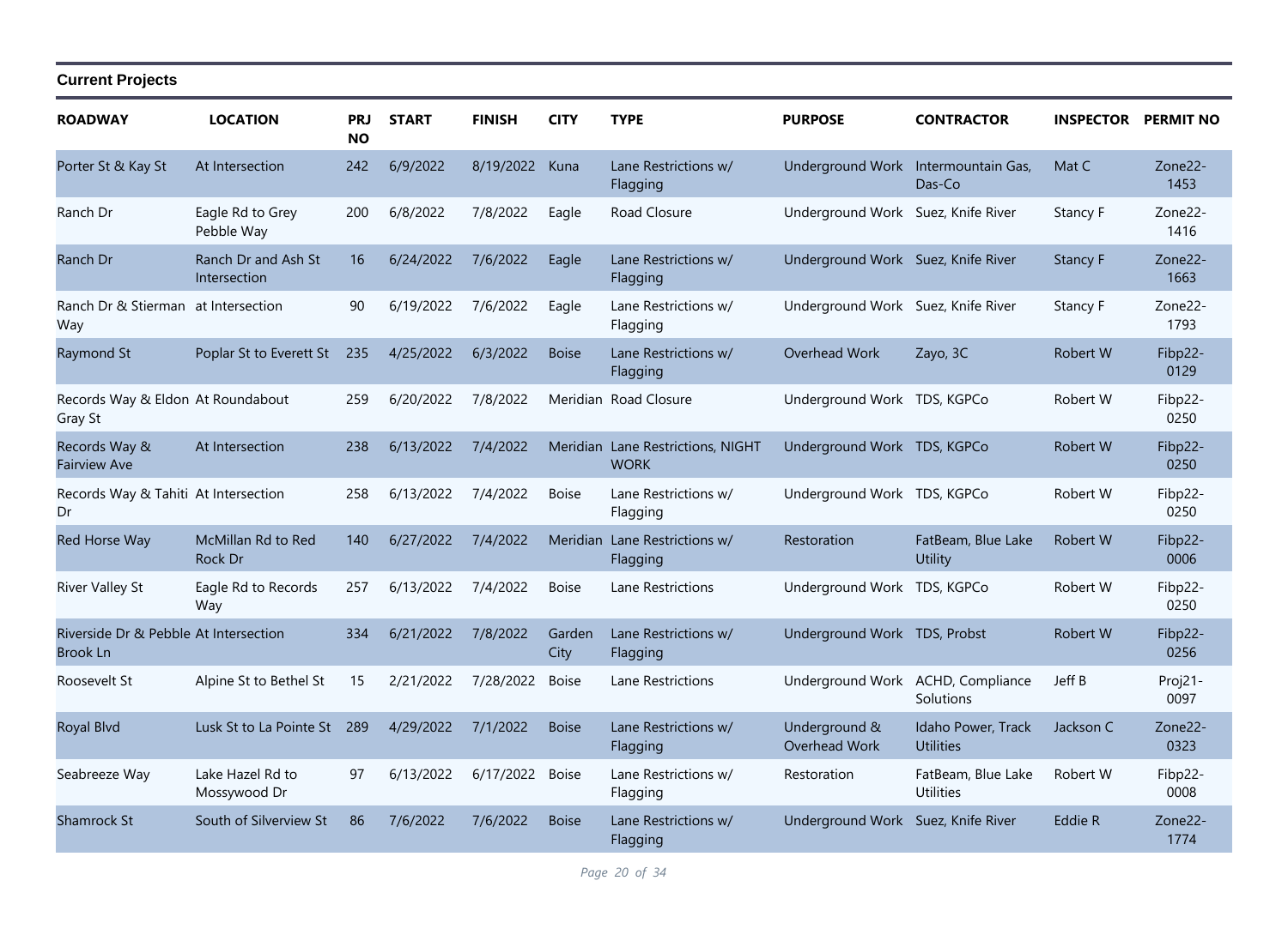## Current Projects

| ROADWAY | LOCATION | PRJ NO | START | FINISH | CITY | TYPE | PURPOSE | CONTRACTOR | INSPECTOR | PERMIT NO |
|---|---|---|---|---|---|---|---|---|---|---|
| Porter St & Kay St | At Intersection | 242 | 6/9/2022 | 8/19/2022 | Kuna | Lane Restrictions w/ Flagging | Underground Work | Intermountain Gas, Das-Co | Mat C | Zone22-1453 |
| Ranch Dr | Eagle Rd to Grey Pebble Way | 200 | 6/8/2022 | 7/8/2022 | Eagle | Road Closure | Underground Work | Suez, Knife River | Stancy F | Zone22-1416 |
| Ranch Dr | Ranch Dr and Ash St Intersection | 16 | 6/24/2022 | 7/6/2022 | Eagle | Lane Restrictions w/ Flagging | Underground Work | Suez, Knife River | Stancy F | Zone22-1663 |
| Ranch Dr & Stierman Way | at Intersection | 90 | 6/19/2022 | 7/6/2022 | Eagle | Lane Restrictions w/ Flagging | Underground Work | Suez, Knife River | Stancy F | Zone22-1793 |
| Raymond St | Poplar St to Everett St | 235 | 4/25/2022 | 6/3/2022 | Boise | Lane Restrictions w/ Flagging | Overhead Work | Zayo, 3C | Robert W | Fibp22-0129 |
| Records Way & Eldon Gray St | At Roundabout | 259 | 6/20/2022 | 7/8/2022 | Meridian | Road Closure | Underground Work | TDS, KGPCo | Robert W | Fibp22-0250 |
| Records Way & Fairview Ave | At Intersection | 238 | 6/13/2022 | 7/4/2022 | Meridian | Lane Restrictions, NIGHT WORK | Underground Work | TDS, KGPCo | Robert W | Fibp22-0250 |
| Records Way & Tahiti Dr | At Intersection | 258 | 6/13/2022 | 7/4/2022 | Boise | Lane Restrictions w/ Flagging | Underground Work | TDS, KGPCo | Robert W | Fibp22-0250 |
| Red Horse Way | McMillan Rd to Red Rock Dr | 140 | 6/27/2022 | 7/4/2022 | Meridian | Lane Restrictions w/ Flagging | Restoration | FatBeam, Blue Lake Utility | Robert W | Fibp22-0006 |
| River Valley St | Eagle Rd to Records Way | 257 | 6/13/2022 | 7/4/2022 | Boise | Lane Restrictions | Underground Work | TDS, KGPCo | Robert W | Fibp22-0250 |
| Riverside Dr & Pebble Brook Ln | At Intersection | 334 | 6/21/2022 | 7/8/2022 | Garden City | Lane Restrictions w/ Flagging | Underground Work | TDS, Probst | Robert W | Fibp22-0256 |
| Roosevelt St | Alpine St to Bethel St | 15 | 2/21/2022 | 7/28/2022 | Boise | Lane Restrictions | Underground Work | ACHD, Compliance Solutions | Jeff B | Proj21-0097 |
| Royal Blvd | Lusk St to La Pointe St | 289 | 4/29/2022 | 7/1/2022 | Boise | Lane Restrictions w/ Flagging | Underground & Overhead Work | Idaho Power, Track Utilities | Jackson C | Zone22-0323 |
| Seabreeze Way | Lake Hazel Rd to Mossywood Dr | 97 | 6/13/2022 | 6/17/2022 | Boise | Lane Restrictions w/ Flagging | Restoration | FatBeam, Blue Lake Utilities | Robert W | Fibp22-0008 |
| Shamrock St | South of Silverview St | 86 | 7/6/2022 | 7/6/2022 | Boise | Lane Restrictions w/ Flagging | Underground Work | Suez, Knife River | Eddie R | Zone22-1774 |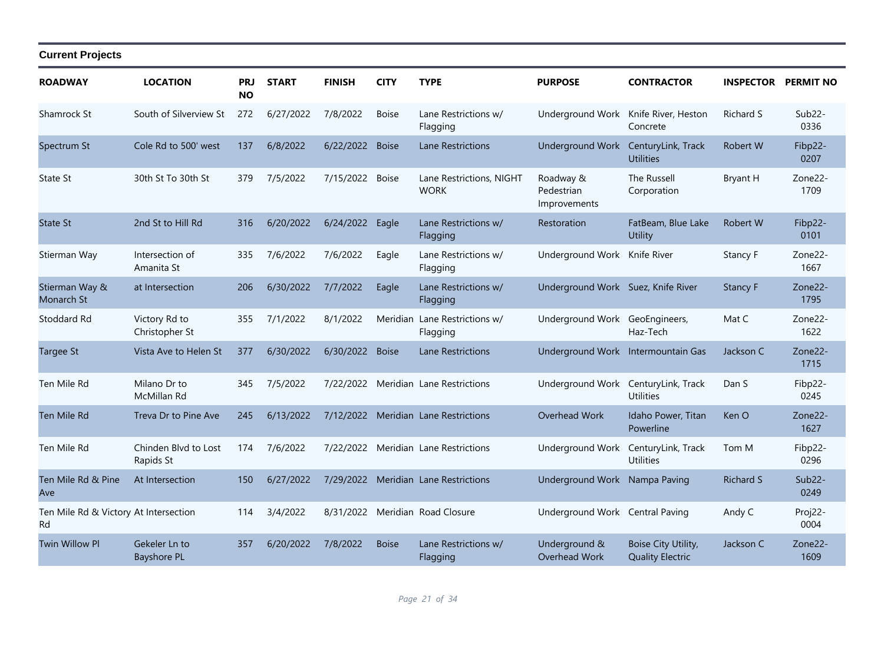**Current Projects**

| ROADWAY | LOCATION | PRJ NO | START | FINISH | CITY | TYPE | PURPOSE | CONTRACTOR | INSPECTOR | PERMIT NO |
|---|---|---|---|---|---|---|---|---|---|---|
| Shamrock St | South of Silverview St | 272 | 6/27/2022 | 7/8/2022 | Boise | Lane Restrictions w/ Flagging | Underground Work | Knife River, Heston Concrete | Richard S | Sub22-0336 |
| Spectrum St | Cole Rd to 500' west | 137 | 6/8/2022 | 6/22/2022 | Boise | Lane Restrictions | Underground Work | CenturyLink, Track Utilities | Robert W | Fibp22-0207 |
| State St | 30th St To 30th St | 379 | 7/5/2022 | 7/15/2022 | Boise | Lane Restrictions, NIGHT WORK | Roadway & Pedestrian Improvements | The Russell Corporation | Bryant H | Zone22-1709 |
| State St | 2nd St to Hill Rd | 316 | 6/20/2022 | 6/24/2022 | Eagle | Lane Restrictions w/ Flagging | Restoration | FatBeam, Blue Lake Utility | Robert W | Fibp22-0101 |
| Stierman Way | Intersection of Amanita St | 335 | 7/6/2022 | 7/6/2022 | Eagle | Lane Restrictions w/ Flagging | Underground Work | Knife River | Stancy F | Zone22-1667 |
| Stierman Way & Monarch St | at Intersection | 206 | 6/30/2022 | 7/7/2022 | Eagle | Lane Restrictions w/ Flagging | Underground Work | Suez, Knife River | Stancy F | Zone22-1795 |
| Stoddard Rd | Victory Rd to Christopher St | 355 | 7/1/2022 | 8/1/2022 | Meridian | Lane Restrictions w/ Flagging | Underground Work | GeoEngineers, Haz-Tech | Mat C | Zone22-1622 |
| Targee St | Vista Ave to Helen St | 377 | 6/30/2022 | 6/30/2022 | Boise | Lane Restrictions | Underground Work | Intermountain Gas | Jackson C | Zone22-1715 |
| Ten Mile Rd | Milano Dr to McMillan Rd | 345 | 7/5/2022 | 7/22/2022 | Meridian | Lane Restrictions | Underground Work | CenturyLink, Track Utilities | Dan S | Fibp22-0245 |
| Ten Mile Rd | Treva Dr to Pine Ave | 245 | 6/13/2022 | 7/12/2022 | Meridian | Lane Restrictions | Overhead Work | Idaho Power, Titan Powerline | Ken O | Zone22-1627 |
| Ten Mile Rd | Chinden Blvd to Lost Rapids St | 174 | 7/6/2022 | 7/22/2022 | Meridian | Lane Restrictions | Underground Work | CenturyLink, Track Utilities | Tom M | Fibp22-0296 |
| Ten Mile Rd & Pine Ave | At Intersection | 150 | 6/27/2022 | 7/29/2022 | Meridian | Lane Restrictions | Underground Work | Nampa Paving | Richard S | Sub22-0249 |
| Ten Mile Rd & Victory Rd | At Intersection | 114 | 3/4/2022 | 8/31/2022 | Meridian | Road Closure | Underground Work | Central Paving | Andy C | Proj22-0004 |
| Twin Willow Pl | Gekeler Ln to Bayshore PL | 357 | 6/20/2022 | 7/8/2022 | Boise | Lane Restrictions w/ Flagging | Underground & Overhead Work | Boise City Utility, Quality Electric | Jackson C | Zone22-1609 |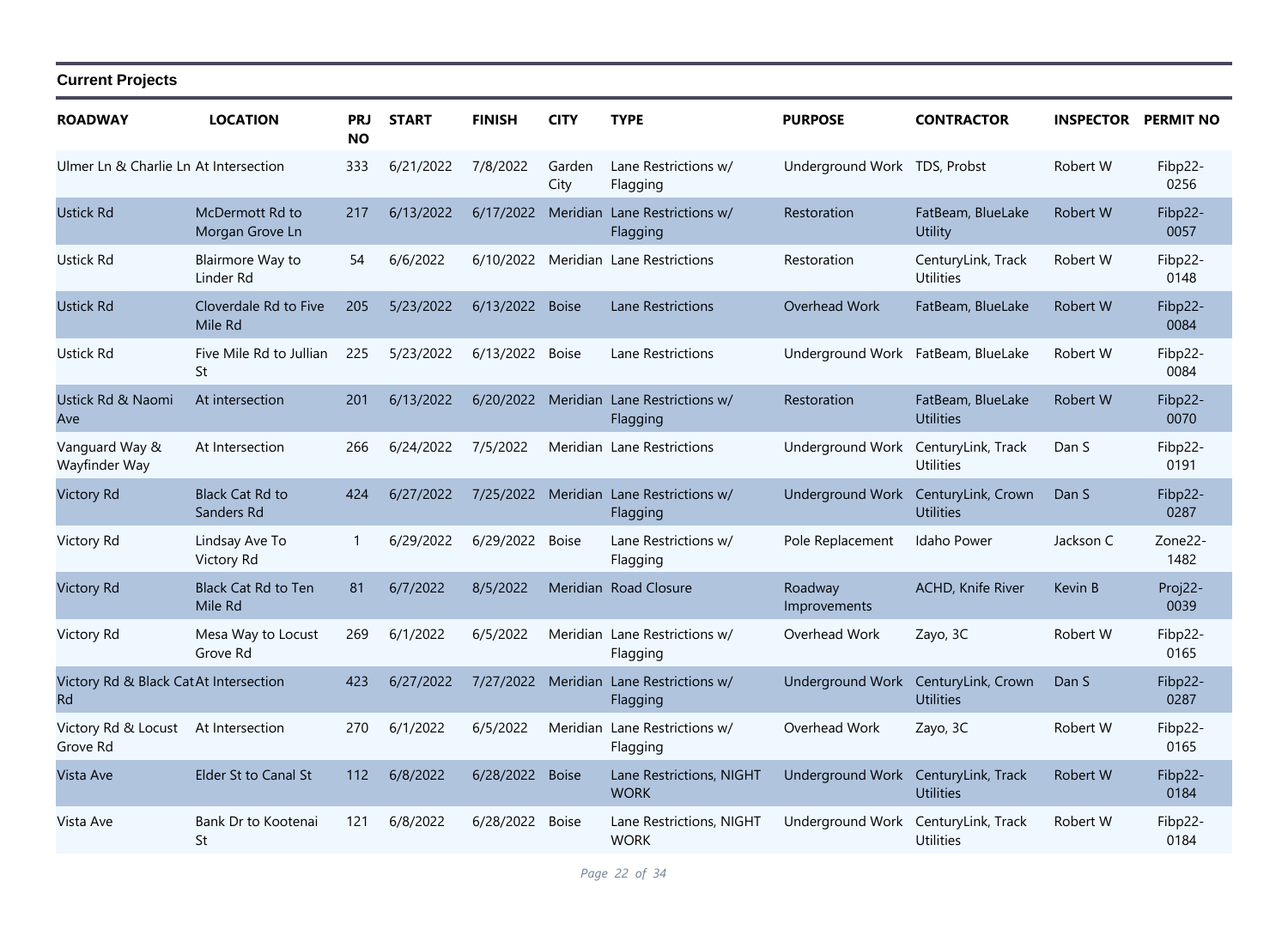## Current Projects

| ROADWAY | LOCATION | PRJ NO | START | FINISH | CITY | TYPE | PURPOSE | CONTRACTOR | INSPECTOR | PERMIT NO |
|---|---|---|---|---|---|---|---|---|---|---|
| Ulmer Ln & Charlie Ln | At Intersection | 333 | 6/21/2022 | 7/8/2022 | Garden City | Lane Restrictions w/ Flagging | Underground Work | TDS, Probst | Robert W | Fibp22-0256 |
| Ustick Rd | McDermott Rd to Morgan Grove Ln | 217 | 6/13/2022 | 6/17/2022 | Meridian | Lane Restrictions w/ Flagging | Restoration | FatBeam, BlueLake Utility | Robert W | Fibp22-0057 |
| Ustick Rd | Blairmore Way to Linder Rd | 54 | 6/6/2022 | 6/10/2022 | Meridian | Lane Restrictions | Restoration | CenturyLink, Track Utilities | Robert W | Fibp22-0148 |
| Ustick Rd | Cloverdale Rd to Five Mile Rd | 205 | 5/23/2022 | 6/13/2022 | Boise | Lane Restrictions | Overhead Work | FatBeam, BlueLake | Robert W | Fibp22-0084 |
| Ustick Rd | Five Mile Rd to Jullian St | 225 | 5/23/2022 | 6/13/2022 | Boise | Lane Restrictions | Underground Work | FatBeam, BlueLake | Robert W | Fibp22-0084 |
| Ustick Rd & Naomi Ave | At intersection | 201 | 6/13/2022 | 6/20/2022 | Meridian | Lane Restrictions w/ Flagging | Restoration | FatBeam, BlueLake Utilities | Robert W | Fibp22-0070 |
| Vanguard Way & Wayfinder Way | At Intersection | 266 | 6/24/2022 | 7/5/2022 | Meridian | Lane Restrictions | Underground Work | CenturyLink, Track Utilities | Dan S | Fibp22-0191 |
| Victory Rd | Black Cat Rd to Sanders Rd | 424 | 6/27/2022 | 7/25/2022 | Meridian | Lane Restrictions w/ Flagging | Underground Work | CenturyLink, Crown Utilities | Dan S | Fibp22-0287 |
| Victory Rd | Lindsay Ave To Victory Rd | 1 | 6/29/2022 | 6/29/2022 | Boise | Lane Restrictions w/ Flagging | Pole Replacement | Idaho Power | Jackson C | Zone22-1482 |
| Victory Rd | Black Cat Rd to Ten Mile Rd | 81 | 6/7/2022 | 8/5/2022 | Meridian | Road Closure | Roadway Improvements | ACHD, Knife River | Kevin B | Proj22-0039 |
| Victory Rd | Mesa Way to Locust Grove Rd | 269 | 6/1/2022 | 6/5/2022 | Meridian | Lane Restrictions w/ Flagging | Overhead Work | Zayo, 3C | Robert W | Fibp22-0165 |
| Victory Rd & Black Cat Rd | At Intersection | 423 | 6/27/2022 | 7/27/2022 | Meridian | Lane Restrictions w/ Flagging | Underground Work | CenturyLink, Crown Utilities | Dan S | Fibp22-0287 |
| Victory Rd & Locust Grove Rd | At Intersection | 270 | 6/1/2022 | 6/5/2022 | Meridian | Lane Restrictions w/ Flagging | Overhead Work | Zayo, 3C | Robert W | Fibp22-0165 |
| Vista Ave | Elder St to Canal St | 112 | 6/8/2022 | 6/28/2022 | Boise | Lane Restrictions, NIGHT WORK | Underground Work | CenturyLink, Track Utilities | Robert W | Fibp22-0184 |
| Vista Ave | Bank Dr to Kootenai St | 121 | 6/8/2022 | 6/28/2022 | Boise | Lane Restrictions, NIGHT WORK | Underground Work | CenturyLink, Track Utilities | Robert W | Fibp22-0184 |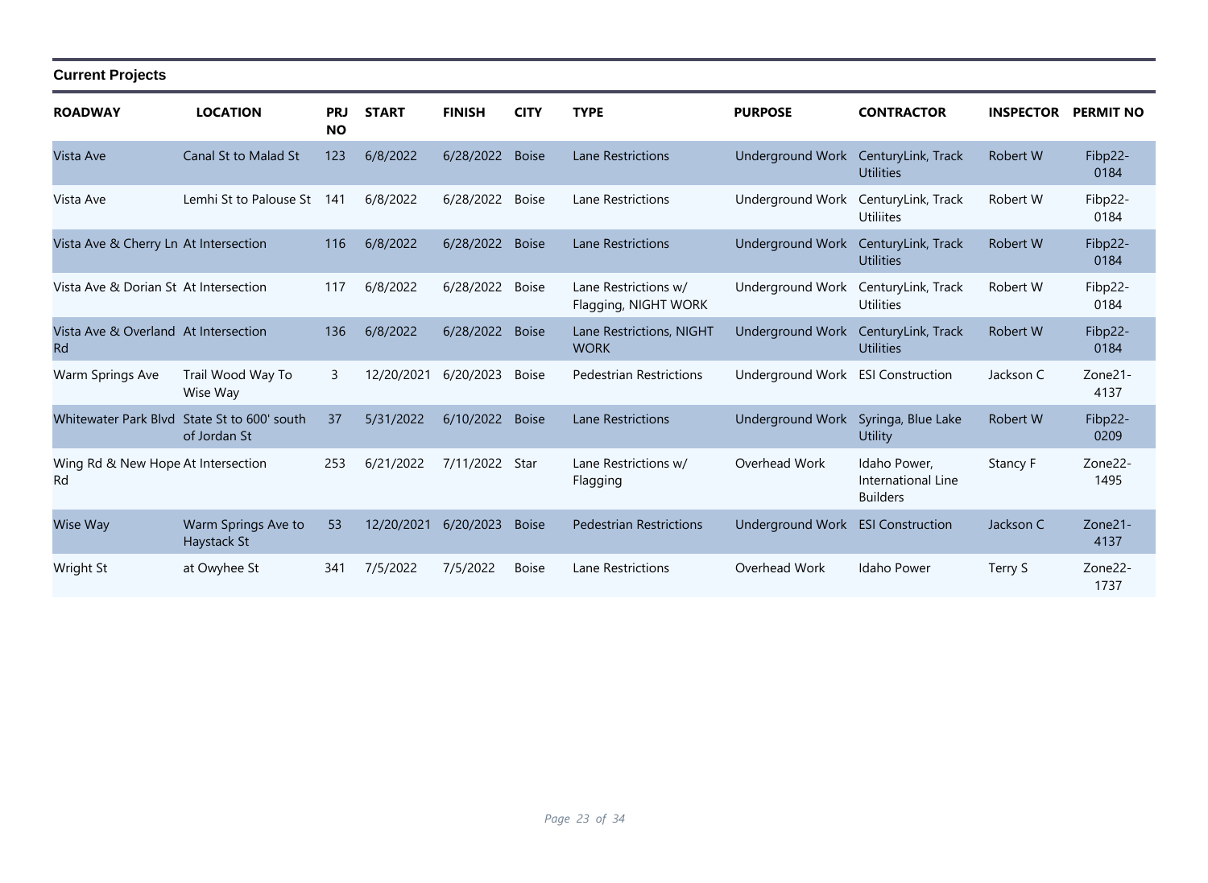**Current Projects**

| ROADWAY | LOCATION | PRJ NO | START | FINISH | CITY | TYPE | PURPOSE | CONTRACTOR | INSPECTOR | PERMIT NO |
|---|---|---|---|---|---|---|---|---|---|---|
| Vista Ave | Canal St to Malad St | 123 | 6/8/2022 | 6/28/2022 | Boise | Lane Restrictions | Underground Work | CenturyLink, Track Utilities | Robert W | Fibp22-0184 |
| Vista Ave | Lemhi St to Palouse St | 141 | 6/8/2022 | 6/28/2022 | Boise | Lane Restrictions | Underground Work | CenturyLink, Track Utiliites | Robert W | Fibp22-0184 |
| Vista Ave & Cherry Ln | At Intersection | 116 | 6/8/2022 | 6/28/2022 | Boise | Lane Restrictions | Underground Work | CenturyLink, Track Utilities | Robert W | Fibp22-0184 |
| Vista Ave & Dorian St | At Intersection | 117 | 6/8/2022 | 6/28/2022 | Boise | Lane Restrictions w/ Flagging, NIGHT WORK | Underground Work | CenturyLink, Track Utilities | Robert W | Fibp22-0184 |
| Vista Ave & Overland Rd | At Intersection | 136 | 6/8/2022 | 6/28/2022 | Boise | Lane Restrictions, NIGHT WORK | Underground Work | CenturyLink, Track Utilities | Robert W | Fibp22-0184 |
| Warm Springs Ave | Trail Wood Way To Wise Way | 3 | 12/20/2021 | 6/20/2023 | Boise | Pedestrian Restrictions | Underground Work | ESI Construction | Jackson C | Zone21-4137 |
| Whitewater Park Blvd | State St to 600' south of Jordan St | 37 | 5/31/2022 | 6/10/2022 | Boise | Lane Restrictions | Underground Work | Syringa, Blue Lake Utility | Robert W | Fibp22-0209 |
| Wing Rd & New Hope Rd | At Intersection | 253 | 6/21/2022 | 7/11/2022 | Star | Lane Restrictions w/ Flagging | Overhead Work | Idaho Power, International Line Builders | Stancy F | Zone22-1495 |
| Wise Way | Warm Springs Ave to Haystack St | 53 | 12/20/2021 | 6/20/2023 | Boise | Pedestrian Restrictions | Underground Work | ESI Construction | Jackson C | Zone21-4137 |
| Wright St | at Owyhee St | 341 | 7/5/2022 | 7/5/2022 | Boise | Lane Restrictions | Overhead Work | Idaho Power | Terry S | Zone22-1737 |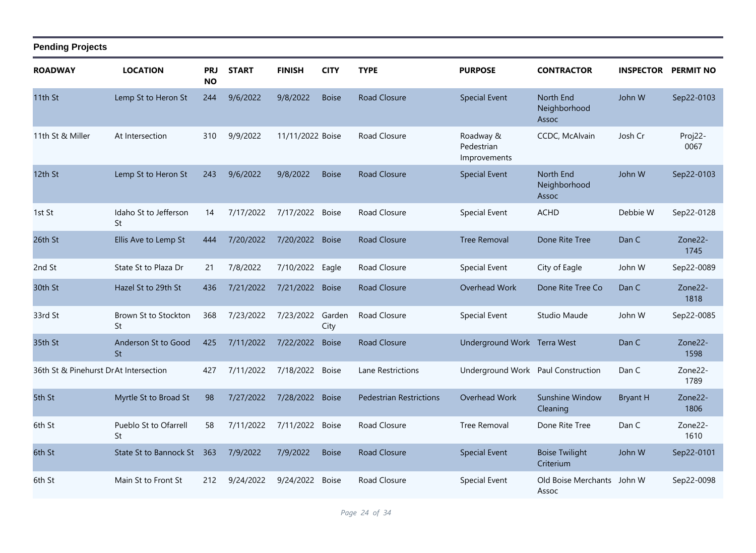## Pending Projects

| ROADWAY | LOCATION | PRJ NO | START | FINISH | CITY | TYPE | PURPOSE | CONTRACTOR | INSPECTOR | PERMIT NO |
|---|---|---|---|---|---|---|---|---|---|---|
| 11th St | Lemp St to Heron St | 244 | 9/6/2022 | 9/8/2022 | Boise | Road Closure | Special Event | North End Neighborhood Assoc | John W | Sep22-0103 |
| 11th St & Miller | At Intersection | 310 | 9/9/2022 | 11/11/2022 | Boise | Road Closure | Roadway & Pedestrian Improvements | CCDC, McAlvain | Josh Cr | Proj22-0067 |
| 12th St | Lemp St to Heron St | 243 | 9/6/2022 | 9/8/2022 | Boise | Road Closure | Special Event | North End Neighborhood Assoc | John W | Sep22-0103 |
| 1st St | Idaho St to Jefferson St | 14 | 7/17/2022 | 7/17/2022 | Boise | Road Closure | Special Event | ACHD | Debbie W | Sep22-0128 |
| 26th St | Ellis Ave to Lemp St | 444 | 7/20/2022 | 7/20/2022 | Boise | Road Closure | Tree Removal | Done Rite Tree | Dan C | Zone22-1745 |
| 2nd St | State St to Plaza Dr | 21 | 7/8/2022 | 7/10/2022 | Eagle | Road Closure | Special Event | City of Eagle | John W | Sep22-0089 |
| 30th St | Hazel St to 29th St | 436 | 7/21/2022 | 7/21/2022 | Boise | Road Closure | Overhead Work | Done Rite Tree Co | Dan C | Zone22-1818 |
| 33rd St | Brown St to Stockton St | 368 | 7/23/2022 | 7/23/2022 | Garden City | Road Closure | Special Event | Studio Maude | John W | Sep22-0085 |
| 35th St | Anderson St to Good St | 425 | 7/11/2022 | 7/22/2022 | Boise | Road Closure | Underground Work | Terra West | Dan C | Zone22-1598 |
| 36th St & Pinehurst Dr | At Intersection | 427 | 7/11/2022 | 7/18/2022 | Boise | Lane Restrictions | Underground Work | Paul Construction | Dan C | Zone22-1789 |
| 5th St | Myrtle St to Broad St | 98 | 7/27/2022 | 7/28/2022 | Boise | Pedestrian Restrictions | Overhead Work | Sunshine Window Cleaning | Bryant H | Zone22-1806 |
| 6th St | Pueblo St to Ofarrell St | 58 | 7/11/2022 | 7/11/2022 | Boise | Road Closure | Tree Removal | Done Rite Tree | Dan C | Zone22-1610 |
| 6th St | State St to Bannock St | 363 | 7/9/2022 | 7/9/2022 | Boise | Road Closure | Special Event | Boise Twilight Criterium | John W | Sep22-0101 |
| 6th St | Main St to Front St | 212 | 9/24/2022 | 9/24/2022 | Boise | Road Closure | Special Event | Old Boise Merchants Assoc | John W | Sep22-0098 |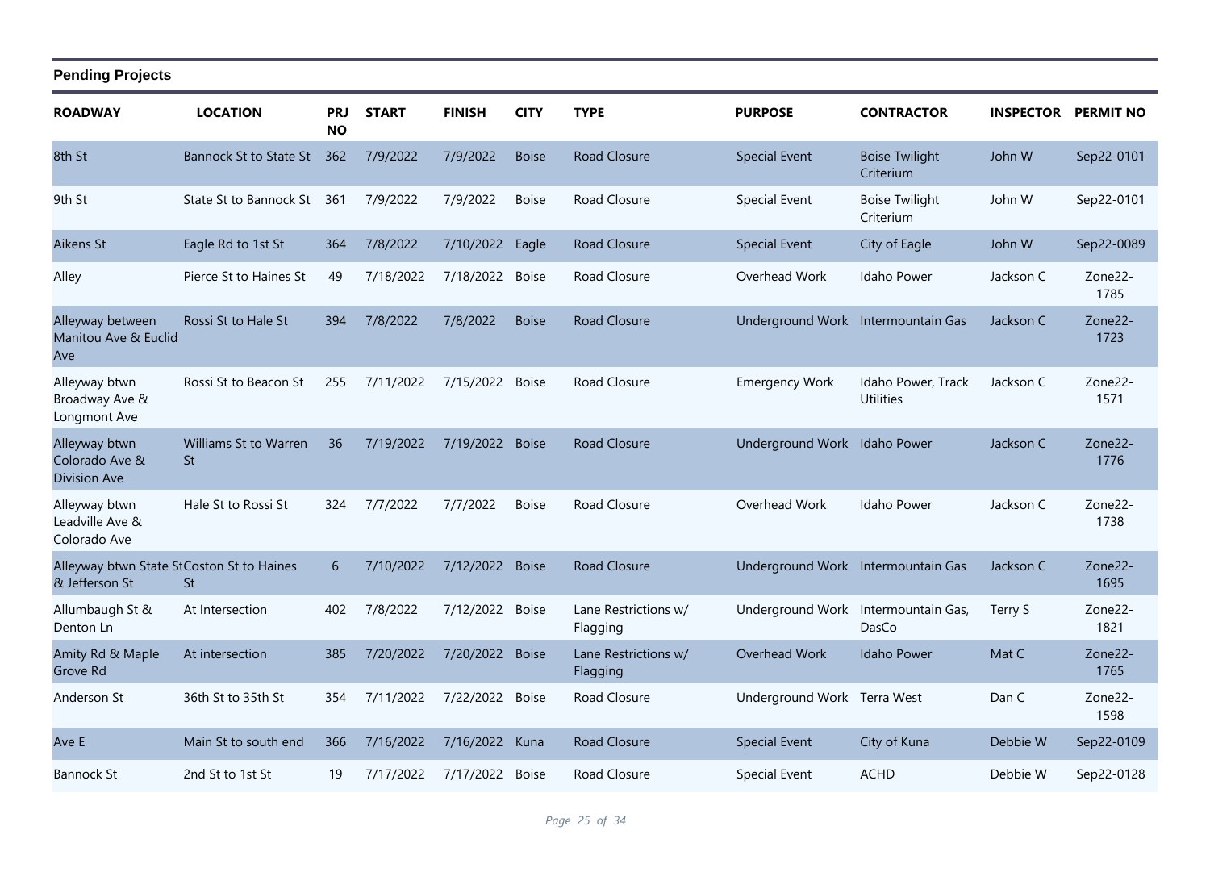## Pending Projects

| ROADWAY | LOCATION | PRJ NO | START | FINISH | CITY | TYPE | PURPOSE | CONTRACTOR | INSPECTOR | PERMIT NO |
|---|---|---|---|---|---|---|---|---|---|---|
| 8th St | Bannock St to State St | 362 | 7/9/2022 | 7/9/2022 | Boise | Road Closure | Special Event | Boise Twilight Criterium | John W | Sep22-0101 |
| 9th St | State St to Bannock St | 361 | 7/9/2022 | 7/9/2022 | Boise | Road Closure | Special Event | Boise Twilight Criterium | John W | Sep22-0101 |
| Aikens St | Eagle Rd to 1st St | 364 | 7/8/2022 | 7/10/2022 | Eagle | Road Closure | Special Event | City of Eagle | John W | Sep22-0089 |
| Alley | Pierce St to Haines St | 49 | 7/18/2022 | 7/18/2022 | Boise | Road Closure | Overhead Work | Idaho Power | Jackson C | Zone22-1785 |
| Alleyway between Manitou Ave & Euclid Ave | Rossi St to Hale St | 394 | 7/8/2022 | 7/8/2022 | Boise | Road Closure | Underground Work | Intermountain Gas | Jackson C | Zone22-1723 |
| Alleyway btwn Broadway Ave & Longmont Ave | Rossi St to Beacon St | 255 | 7/11/2022 | 7/15/2022 | Boise | Road Closure | Emergency Work | Idaho Power, Track Utilities | Jackson C | Zone22-1571 |
| Alleyway btwn Colorado Ave & Division Ave | Williams St to Warren St | 36 | 7/19/2022 | 7/19/2022 | Boise | Road Closure | Underground Work | Idaho Power | Jackson C | Zone22-1776 |
| Alleyway btwn Leadville Ave & Colorado Ave | Hale St to Rossi St | 324 | 7/7/2022 | 7/7/2022 | Boise | Road Closure | Overhead Work | Idaho Power | Jackson C | Zone22-1738 |
| Alleyway btwn State St & Jefferson St | Coston St to Haines St | 6 | 7/10/2022 | 7/12/2022 | Boise | Road Closure | Underground Work | Intermountain Gas | Jackson C | Zone22-1695 |
| Allumbaugh St & Denton Ln | At Intersection | 402 | 7/8/2022 | 7/12/2022 | Boise | Lane Restrictions w/ Flagging | Underground Work | Intermountain Gas, DasCo | Terry S | Zone22-1821 |
| Amity Rd & Maple Grove Rd | At intersection | 385 | 7/20/2022 | 7/20/2022 | Boise | Lane Restrictions w/ Flagging | Overhead Work | Idaho Power | Mat C | Zone22-1765 |
| Anderson St | 36th St to 35th St | 354 | 7/11/2022 | 7/22/2022 | Boise | Road Closure | Underground Work | Terra West | Dan C | Zone22-1598 |
| Ave E | Main St to south end | 366 | 7/16/2022 | 7/16/2022 | Kuna | Road Closure | Special Event | City of Kuna | Debbie W | Sep22-0109 |
| Bannock St | 2nd St to 1st St | 19 | 7/17/2022 | 7/17/2022 | Boise | Road Closure | Special Event | ACHD | Debbie W | Sep22-0128 |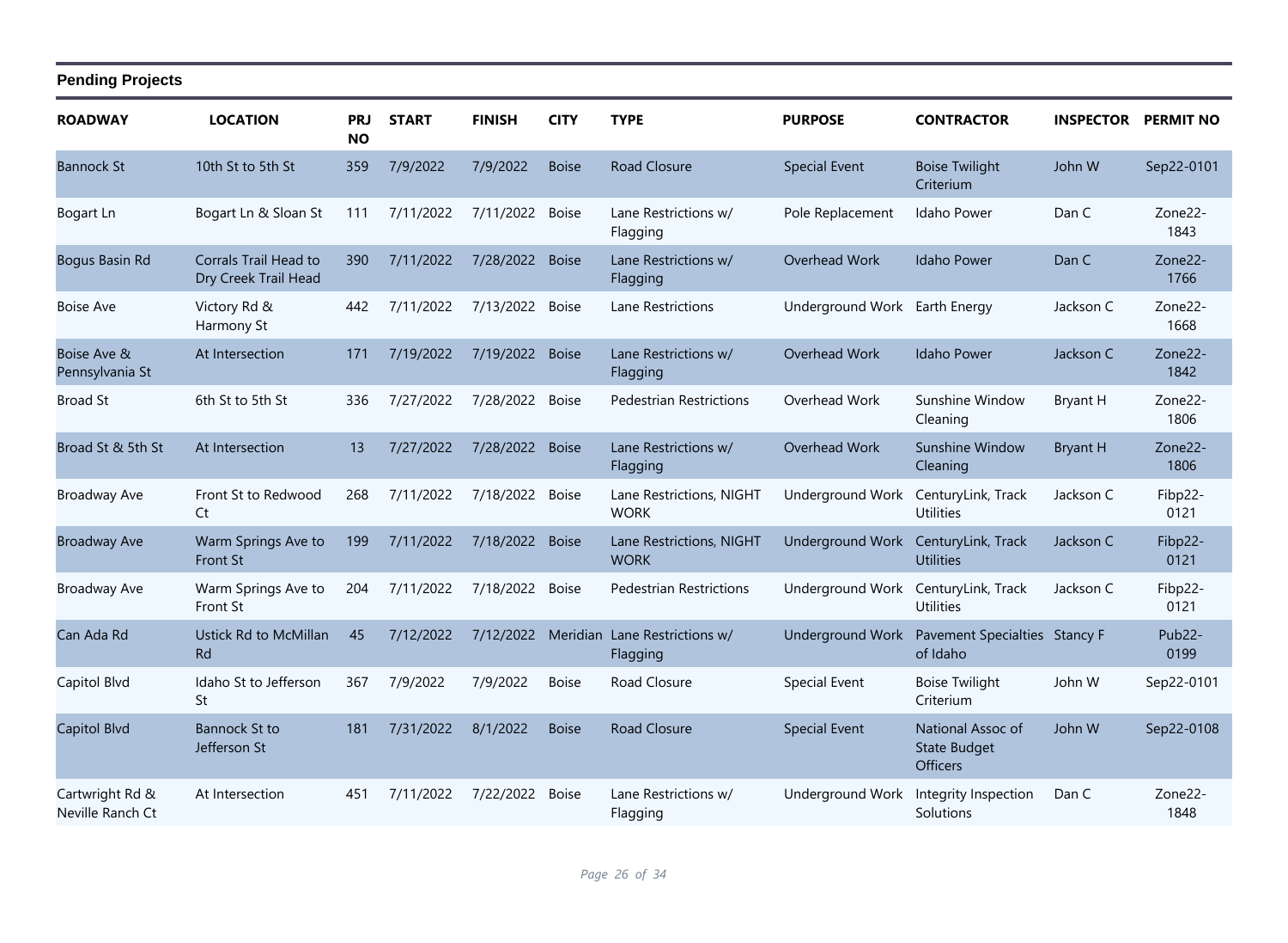## Pending Projects

| ROADWAY | LOCATION | PRJ NO | START | FINISH | CITY | TYPE | PURPOSE | CONTRACTOR | INSPECTOR | PERMIT NO |
|---|---|---|---|---|---|---|---|---|---|---|
| Bannock St | 10th St to 5th St | 359 | 7/9/2022 | 7/9/2022 | Boise | Road Closure | Special Event | Boise Twilight Criterium | John W | Sep22-0101 |
| Bogart Ln | Bogart Ln & Sloan St | 111 | 7/11/2022 | 7/11/2022 | Boise | Lane Restrictions w/ Flagging | Pole Replacement | Idaho Power | Dan C | Zone22-1843 |
| Bogus Basin Rd | Corrals Trail Head to Dry Creek Trail Head | 390 | 7/11/2022 | 7/28/2022 | Boise | Lane Restrictions w/ Flagging | Overhead Work | Idaho Power | Dan C | Zone22-1766 |
| Boise Ave | Victory Rd & Harmony St | 442 | 7/11/2022 | 7/13/2022 | Boise | Lane Restrictions | Underground Work | Earth Energy | Jackson C | Zone22-1668 |
| Boise Ave & Pennsylvania St | At Intersection | 171 | 7/19/2022 | 7/19/2022 | Boise | Lane Restrictions w/ Flagging | Overhead Work | Idaho Power | Jackson C | Zone22-1842 |
| Broad St | 6th St to 5th St | 336 | 7/27/2022 | 7/28/2022 | Boise | Pedestrian Restrictions | Overhead Work | Sunshine Window Cleaning | Bryant H | Zone22-1806 |
| Broad St & 5th St | At Intersection | 13 | 7/27/2022 | 7/28/2022 | Boise | Lane Restrictions w/ Flagging | Overhead Work | Sunshine Window Cleaning | Bryant H | Zone22-1806 |
| Broadway Ave | Front St to Redwood Ct | 268 | 7/11/2022 | 7/18/2022 | Boise | Lane Restrictions, NIGHT WORK | Underground Work | CenturyLink, Track Utilities | Jackson C | Fibp22-0121 |
| Broadway Ave | Warm Springs Ave to Front St | 199 | 7/11/2022 | 7/18/2022 | Boise | Lane Restrictions, NIGHT WORK | Underground Work | CenturyLink, Track Utilities | Jackson C | Fibp22-0121 |
| Broadway Ave | Warm Springs Ave to Front St | 204 | 7/11/2022 | 7/18/2022 | Boise | Pedestrian Restrictions | Underground Work | CenturyLink, Track Utilities | Jackson C | Fibp22-0121 |
| Can Ada Rd | Ustick Rd to McMillan Rd | 45 | 7/12/2022 | 7/12/2022 | Meridian | Lane Restrictions w/ Flagging | Underground Work | Pavement Specialties of Idaho | Stancy F | Pub22-0199 |
| Capitol Blvd | Idaho St to Jefferson St | 367 | 7/9/2022 | 7/9/2022 | Boise | Road Closure | Special Event | Boise Twilight Criterium | John W | Sep22-0101 |
| Capitol Blvd | Bannock St to Jefferson St | 181 | 7/31/2022 | 8/1/2022 | Boise | Road Closure | Special Event | National Assoc of State Budget Officers | John W | Sep22-0108 |
| Cartwright Rd & Neville Ranch Ct | At Intersection | 451 | 7/11/2022 | 7/22/2022 | Boise | Lane Restrictions w/ Flagging | Underground Work | Integrity Inspection Solutions | Dan C | Zone22-1848 |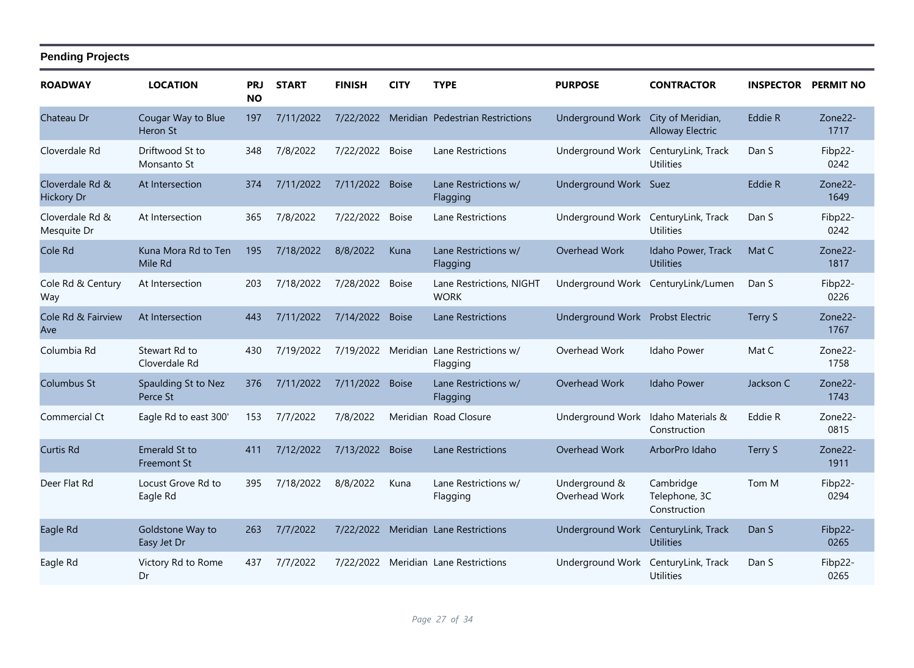## Pending Projects

| ROADWAY | LOCATION | PRJ NO | START | FINISH | CITY | TYPE | PURPOSE | CONTRACTOR | INSPECTOR | PERMIT NO |
|---|---|---|---|---|---|---|---|---|---|---|
| Chateau Dr | Cougar Way to Blue Heron St | 197 | 7/11/2022 | 7/22/2022 | Meridian | Pedestrian Restrictions | Underground Work | City of Meridian, Alloway Electric | Eddie R | Zone22-1717 |
| Cloverdale Rd | Driftwood St to Monsanto St | 348 | 7/8/2022 | 7/22/2022 | Boise | Lane Restrictions | Underground Work | CenturyLink, Track Utilities | Dan S | Fibp22-0242 |
| Cloverdale Rd & Hickory Dr | At Intersection | 374 | 7/11/2022 | 7/11/2022 | Boise | Lane Restrictions w/ Flagging | Underground Work | Suez | Eddie R | Zone22-1649 |
| Cloverdale Rd & Mesquite Dr | At Intersection | 365 | 7/8/2022 | 7/22/2022 | Boise | Lane Restrictions | Underground Work | CenturyLink, Track Utilities | Dan S | Fibp22-0242 |
| Cole Rd | Kuna Mora Rd to Ten Mile Rd | 195 | 7/18/2022 | 8/8/2022 | Kuna | Lane Restrictions w/ Flagging | Overhead Work | Idaho Power, Track Utilities | Mat C | Zone22-1817 |
| Cole Rd & Century Way | At Intersection | 203 | 7/18/2022 | 7/28/2022 | Boise | Lane Restrictions, NIGHT WORK | Underground Work | CenturyLink/Lumen | Dan S | Fibp22-0226 |
| Cole Rd & Fairview Ave | At Intersection | 443 | 7/11/2022 | 7/14/2022 | Boise | Lane Restrictions | Underground Work | Probst Electric | Terry S | Zone22-1767 |
| Columbia Rd | Stewart Rd to Cloverdale Rd | 430 | 7/19/2022 | 7/19/2022 | Meridian | Lane Restrictions w/ Flagging | Overhead Work | Idaho Power | Mat C | Zone22-1758 |
| Columbus St | Spaulding St to Nez Perce St | 376 | 7/11/2022 | 7/11/2022 | Boise | Lane Restrictions w/ Flagging | Overhead Work | Idaho Power | Jackson C | Zone22-1743 |
| Commercial Ct | Eagle Rd to east 300' | 153 | 7/7/2022 | 7/8/2022 | Meridian | Road Closure | Underground Work | Idaho Materials & Construction | Eddie R | Zone22-0815 |
| Curtis Rd | Emerald St to Freemont St | 411 | 7/12/2022 | 7/13/2022 | Boise | Lane Restrictions | Overhead Work | ArborPro Idaho | Terry S | Zone22-1911 |
| Deer Flat Rd | Locust Grove Rd to Eagle Rd | 395 | 7/18/2022 | 8/8/2022 | Kuna | Lane Restrictions w/ Flagging | Underground & Overhead Work | Cambridge Telephone, 3C Construction | Tom M | Fibp22-0294 |
| Eagle Rd | Goldstone Way to Easy Jet Dr | 263 | 7/7/2022 | 7/22/2022 | Meridian | Lane Restrictions | Underground Work | CenturyLink, Track Utilities | Dan S | Fibp22-0265 |
| Eagle Rd | Victory Rd to Rome Dr | 437 | 7/7/2022 | 7/22/2022 | Meridian | Lane Restrictions | Underground Work | CenturyLink, Track Utilities | Dan S | Fibp22-0265 |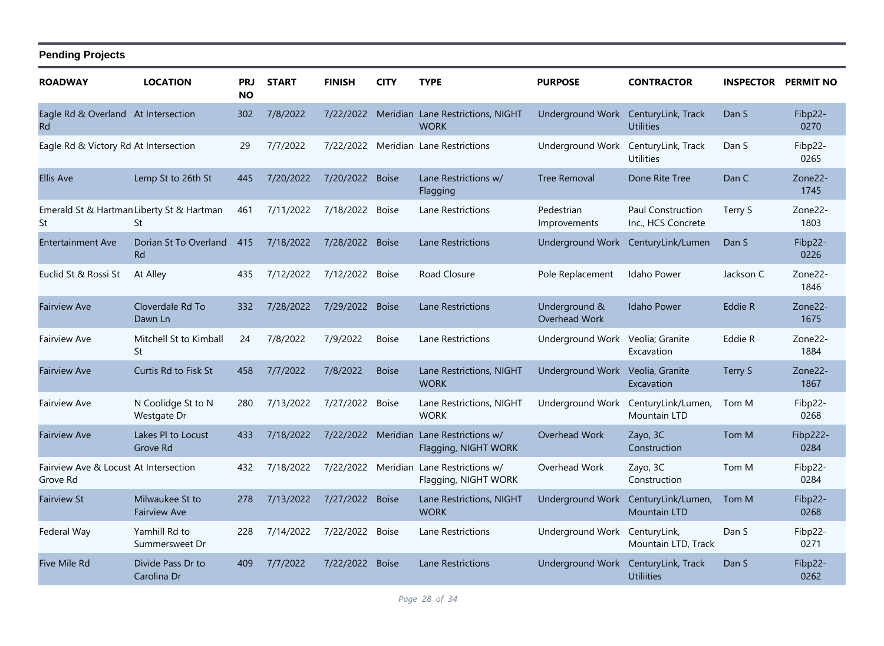## Pending Projects

| ROADWAY | LOCATION | PRJ NO | START | FINISH | CITY | TYPE | PURPOSE | CONTRACTOR | INSPECTOR | PERMIT NO |
|---|---|---|---|---|---|---|---|---|---|---|
| Eagle Rd & Overland Rd | At Intersection | 302 | 7/8/2022 | 7/22/2022 | Meridian | Lane Restrictions, NIGHT WORK | Underground Work | CenturyLink, Track Utilities | Dan S | Fibp22-0270 |
| Eagle Rd & Victory Rd | At Intersection | 29 | 7/7/2022 | 7/22/2022 | Meridian | Lane Restrictions | Underground Work | CenturyLink, Track Utilities | Dan S | Fibp22-0265 |
| Ellis Ave | Lemp St to 26th St | 445 | 7/20/2022 | 7/20/2022 | Boise | Lane Restrictions w/ Flagging | Tree Removal | Done Rite Tree | Dan C | Zone22-1745 |
| Emerald St & Hartman St | Liberty St & Hartman St | 461 | 7/11/2022 | 7/18/2022 | Boise | Lane Restrictions | Pedestrian Improvements | Paul Construction Inc., HCS Concrete | Terry S | Zone22-1803 |
| Entertainment Ave | Dorian St To Overland Rd | 415 | 7/18/2022 | 7/28/2022 | Boise | Lane Restrictions | Underground Work | CenturyLink/Lumen | Dan S | Fibp22-0226 |
| Euclid St & Rossi St | At Alley | 435 | 7/12/2022 | 7/12/2022 | Boise | Road Closure | Pole Replacement | Idaho Power | Jackson C | Zone22-1846 |
| Fairview Ave | Cloverdale Rd To Dawn Ln | 332 | 7/28/2022 | 7/29/2022 | Boise | Lane Restrictions | Underground & Overhead Work | Idaho Power | Eddie R | Zone22-1675 |
| Fairview Ave | Mitchell St to Kimball St | 24 | 7/8/2022 | 7/9/2022 | Boise | Lane Restrictions | Underground Work | Veolia; Granite Excavation | Eddie R | Zone22-1884 |
| Fairview Ave | Curtis Rd to Fisk St | 458 | 7/7/2022 | 7/8/2022 | Boise | Lane Restrictions, NIGHT WORK | Underground Work | Veolia, Granite Excavation | Terry S | Zone22-1867 |
| Fairview Ave | N Coolidge St to N Westgate Dr | 280 | 7/13/2022 | 7/27/2022 | Boise | Lane Restrictions, NIGHT WORK | Underground Work | CenturyLink/Lumen, Mountain LTD | Tom M | Fibp22-0268 |
| Fairview Ave | Lakes Pl to Locust Grove Rd | 433 | 7/18/2022 | 7/22/2022 | Meridian | Lane Restrictions w/ Flagging, NIGHT WORK | Overhead Work | Zayo, 3C Construction | Tom M | Fibp222-0284 |
| Fairview Ave & Locust Grove Rd | At Intersection | 432 | 7/18/2022 | 7/22/2022 | Meridian | Lane Restrictions w/ Flagging, NIGHT WORK | Overhead Work | Zayo, 3C Construction | Tom M | Fibp22-0284 |
| Fairview St | Milwaukee St to Fairview Ave | 278 | 7/13/2022 | 7/27/2022 | Boise | Lane Restrictions, NIGHT WORK | Underground Work | CenturyLink/Lumen, Mountain LTD | Tom M | Fibp22-0268 |
| Federal Way | Yamhill Rd to Summersweet Dr | 228 | 7/14/2022 | 7/22/2022 | Boise | Lane Restrictions | Underground Work | CenturyLink, Mountain LTD, Track | Dan S | Fibp22-0271 |
| Five Mile Rd | Divide Pass Dr to Carolina Dr | 409 | 7/7/2022 | 7/22/2022 | Boise | Lane Restrictions | Underground Work | CenturyLink, Track Utiliities | Dan S | Fibp22-0262 |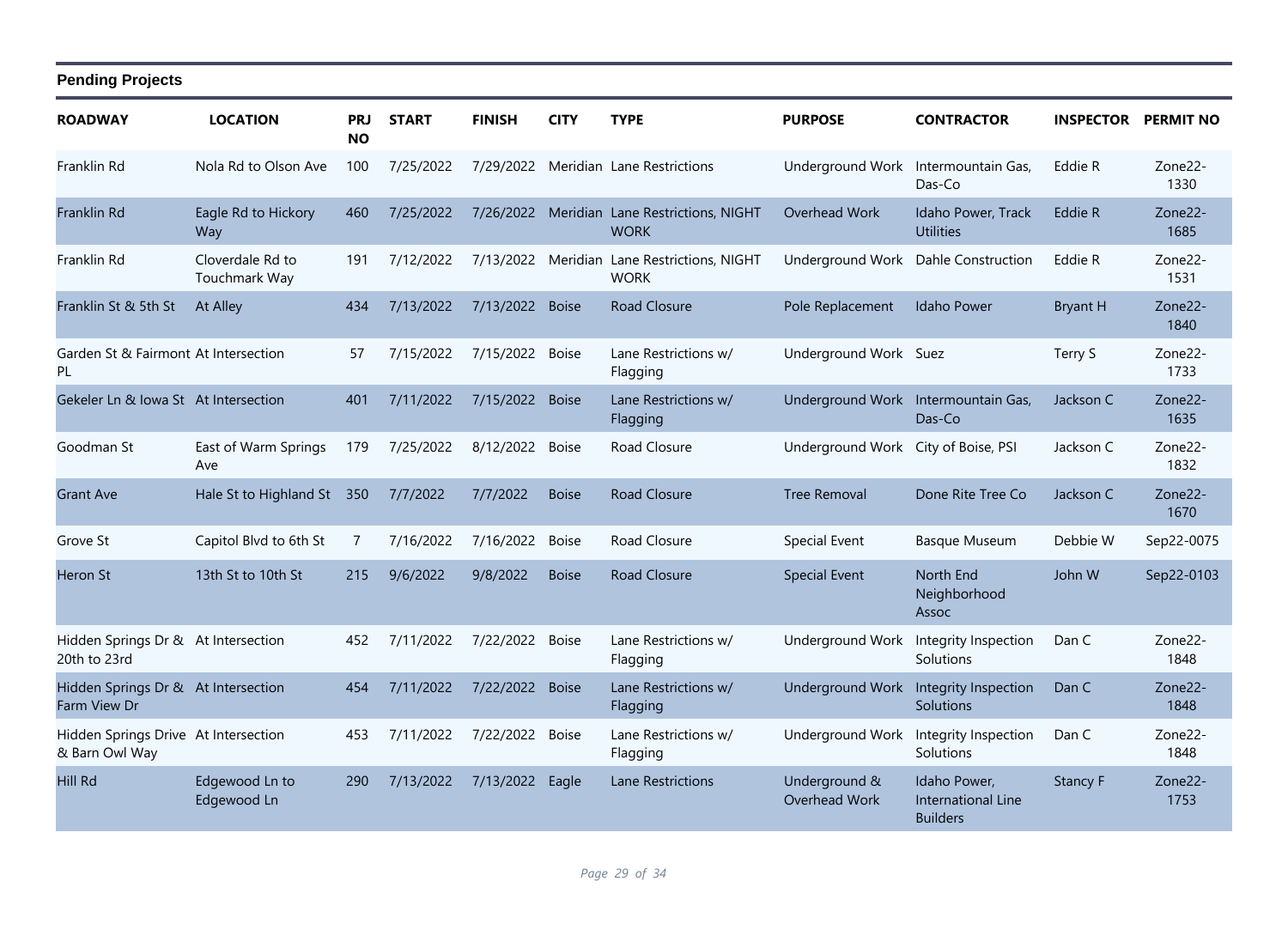## Pending Projects

| ROADWAY | LOCATION | PRJ NO | START | FINISH | CITY | TYPE | PURPOSE | CONTRACTOR | INSPECTOR | PERMIT NO |
|---|---|---|---|---|---|---|---|---|---|---|
| Franklin Rd | Nola Rd to Olson Ave | 100 | 7/25/2022 | 7/29/2022 | Meridian | Lane Restrictions | Underground Work | Intermountain Gas, Das-Co | Eddie R | Zone22-1330 |
| Franklin Rd | Eagle Rd to Hickory Way | 460 | 7/25/2022 | 7/26/2022 | Meridian | Lane Restrictions, NIGHT WORK | Overhead Work | Idaho Power, Track Utilities | Eddie R | Zone22-1685 |
| Franklin Rd | Cloverdale Rd to Touchmark Way | 191 | 7/12/2022 | 7/13/2022 | Meridian | Lane Restrictions, NIGHT WORK | Underground Work | Dahle Construction | Eddie R | Zone22-1531 |
| Franklin St & 5th St | At Alley | 434 | 7/13/2022 | 7/13/2022 | Boise | Road Closure | Pole Replacement | Idaho Power | Bryant H | Zone22-1840 |
| Garden St & Fairmont PL | At Intersection | 57 | 7/15/2022 | 7/15/2022 | Boise | Lane Restrictions w/ Flagging | Underground Work | Suez | Terry S | Zone22-1733 |
| Gekeler Ln & Iowa St | At Intersection | 401 | 7/11/2022 | 7/15/2022 | Boise | Lane Restrictions w/ Flagging | Underground Work | Intermountain Gas, Das-Co | Jackson C | Zone22-1635 |
| Goodman St | East of Warm Springs Ave | 179 | 7/25/2022 | 8/12/2022 | Boise | Road Closure | Underground Work | City of Boise, PSI | Jackson C | Zone22-1832 |
| Grant Ave | Hale St to Highland St | 350 | 7/7/2022 | 7/7/2022 | Boise | Road Closure | Tree Removal | Done Rite Tree Co | Jackson C | Zone22-1670 |
| Grove St | Capitol Blvd to 6th St | 7 | 7/16/2022 | 7/16/2022 | Boise | Road Closure | Special Event | Basque Museum | Debbie W | Sep22-0075 |
| Heron St | 13th St to 10th St | 215 | 9/6/2022 | 9/8/2022 | Boise | Road Closure | Special Event | North End Neighborhood Assoc | John W | Sep22-0103 |
| Hidden Springs Dr & 20th to 23rd | At Intersection | 452 | 7/11/2022 | 7/22/2022 | Boise | Lane Restrictions w/ Flagging | Underground Work | Integrity Inspection Solutions | Dan C | Zone22-1848 |
| Hidden Springs Dr & Farm View Dr | At Intersection | 454 | 7/11/2022 | 7/22/2022 | Boise | Lane Restrictions w/ Flagging | Underground Work | Integrity Inspection Solutions | Dan C | Zone22-1848 |
| Hidden Springs Drive & Barn Owl Way | At Intersection | 453 | 7/11/2022 | 7/22/2022 | Boise | Lane Restrictions w/ Flagging | Underground Work | Integrity Inspection Solutions | Dan C | Zone22-1848 |
| Hill Rd | Edgewood Ln to Edgewood Ln | 290 | 7/13/2022 | 7/13/2022 | Eagle | Lane Restrictions | Underground & Overhead Work | Idaho Power, International Line Builders | Stancy F | Zone22-1753 |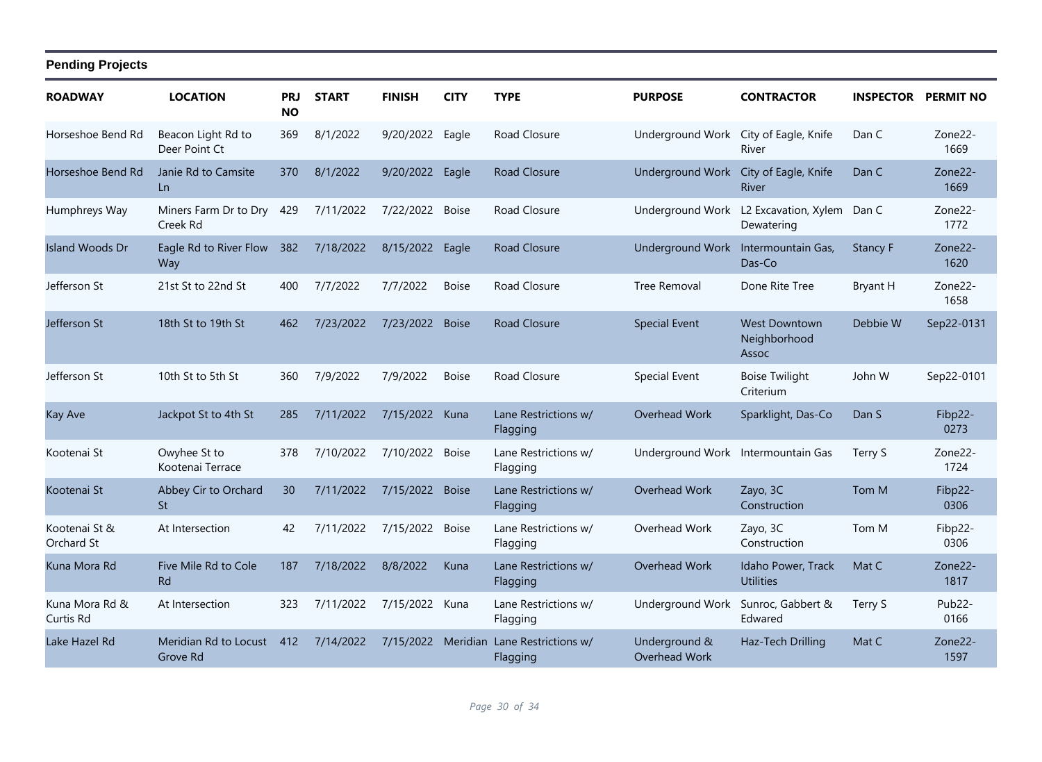## Pending Projects

| ROADWAY | LOCATION | PRJ NO | START | FINISH | CITY | TYPE | PURPOSE | CONTRACTOR | INSPECTOR | PERMIT NO |
|---|---|---|---|---|---|---|---|---|---|---|
| Horseshoe Bend Rd | Beacon Light Rd to Deer Point Ct | 369 | 8/1/2022 | 9/20/2022 | Eagle | Road Closure | Underground Work | City of Eagle, Knife River | Dan C | Zone22-1669 |
| Horseshoe Bend Rd | Janie Rd to Camsite Ln | 370 | 8/1/2022 | 9/20/2022 | Eagle | Road Closure | Underground Work | City of Eagle, Knife River | Dan C | Zone22-1669 |
| Humphreys Way | Miners Farm Dr to Dry Creek Rd | 429 | 7/11/2022 | 7/22/2022 | Boise | Road Closure | Underground Work | L2 Excavation, Xylem Dewatering | Dan C | Zone22-1772 |
| Island Woods Dr | Eagle Rd to River Flow Way | 382 | 7/18/2022 | 8/15/2022 | Eagle | Road Closure | Underground Work | Intermountain Gas, Das-Co | Stancy F | Zone22-1620 |
| Jefferson St | 21st St to 22nd St | 400 | 7/7/2022 | 7/7/2022 | Boise | Road Closure | Tree Removal | Done Rite Tree | Bryant H | Zone22-1658 |
| Jefferson St | 18th St to 19th St | 462 | 7/23/2022 | 7/23/2022 | Boise | Road Closure | Special Event | West Downtown Neighborhood Assoc | Debbie W | Sep22-0131 |
| Jefferson St | 10th St to 5th St | 360 | 7/9/2022 | 7/9/2022 | Boise | Road Closure | Special Event | Boise Twilight Criterium | John W | Sep22-0101 |
| Kay Ave | Jackpot St to 4th St | 285 | 7/11/2022 | 7/15/2022 | Kuna | Lane Restrictions w/ Flagging | Overhead Work | Sparklight, Das-Co | Dan S | Fibp22-0273 |
| Kootenai St | Owyhee St to Kootenai Terrace | 378 | 7/10/2022 | 7/10/2022 | Boise | Lane Restrictions w/ Flagging | Underground Work | Intermountain Gas | Terry S | Zone22-1724 |
| Kootenai St | Abbey Cir to Orchard St | 30 | 7/11/2022 | 7/15/2022 | Boise | Lane Restrictions w/ Flagging | Overhead Work | Zayo, 3C Construction | Tom M | Fibp22-0306 |
| Kootenai St & Orchard St | At Intersection | 42 | 7/11/2022 | 7/15/2022 | Boise | Lane Restrictions w/ Flagging | Overhead Work | Zayo, 3C Construction | Tom M | Fibp22-0306 |
| Kuna Mora Rd | Five Mile Rd to Cole Rd | 187 | 7/18/2022 | 8/8/2022 | Kuna | Lane Restrictions w/ Flagging | Overhead Work | Idaho Power, Track Utilities | Mat C | Zone22-1817 |
| Kuna Mora Rd & Curtis Rd | At Intersection | 323 | 7/11/2022 | 7/15/2022 | Kuna | Lane Restrictions w/ Flagging | Underground Work | Sunroc, Gabbert & Edwared | Terry S | Pub22-0166 |
| Lake Hazel Rd | Meridian Rd to Locust Grove Rd | 412 | 7/14/2022 | 7/15/2022 | Meridian | Lane Restrictions w/ Flagging | Underground & Overhead Work | Haz-Tech Drilling | Mat C | Zone22-1597 |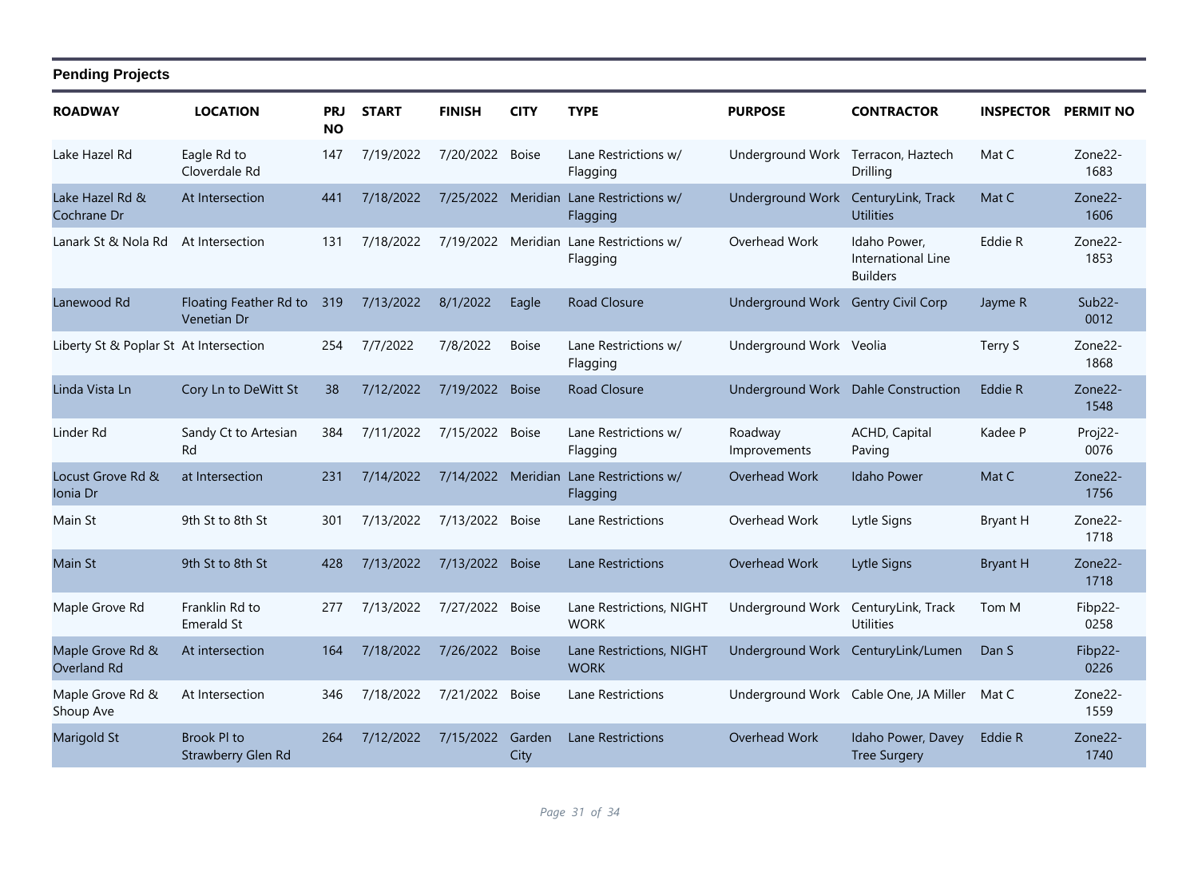## Pending Projects

| ROADWAY | LOCATION | PRJ NO | START | FINISH | CITY | TYPE | PURPOSE | CONTRACTOR | INSPECTOR | PERMIT NO |
|---|---|---|---|---|---|---|---|---|---|---|
| Lake Hazel Rd | Eagle Rd to Cloverdale Rd | 147 | 7/19/2022 | 7/20/2022 | Boise | Lane Restrictions w/ Flagging | Underground Work | Terracon, Haztech Drilling | Mat C | Zone22-1683 |
| Lake Hazel Rd & Cochrane Dr | At Intersection | 441 | 7/18/2022 | 7/25/2022 | Meridian | Lane Restrictions w/ Flagging | Underground Work | CenturyLink, Track Utilities | Mat C | Zone22-1606 |
| Lanark St & Nola Rd | At Intersection | 131 | 7/18/2022 | 7/19/2022 | Meridian | Lane Restrictions w/ Flagging | Overhead Work | Idaho Power, International Line Builders | Eddie R | Zone22-1853 |
| Lanewood Rd | Floating Feather Rd to Venetian Dr | 319 | 7/13/2022 | 8/1/2022 | Eagle | Road Closure | Underground Work | Gentry Civil Corp | Jayme R | Sub22-0012 |
| Liberty St & Poplar St | At Intersection | 254 | 7/7/2022 | 7/8/2022 | Boise | Lane Restrictions w/ Flagging | Underground Work | Veolia | Terry S | Zone22-1868 |
| Linda Vista Ln | Cory Ln to DeWitt St | 38 | 7/12/2022 | 7/19/2022 | Boise | Road Closure | Underground Work | Dahle Construction | Eddie R | Zone22-1548 |
| Linder Rd | Sandy Ct to Artesian Rd | 384 | 7/11/2022 | 7/15/2022 | Boise | Lane Restrictions w/ Flagging | Roadway Improvements | ACHD, Capital Paving | Kadee P | Proj22-0076 |
| Locust Grove Rd & Ionia Dr | at Intersection | 231 | 7/14/2022 | 7/14/2022 | Meridian | Lane Restrictions w/ Flagging | Overhead Work | Idaho Power | Mat C | Zone22-1756 |
| Main St | 9th St to 8th St | 301 | 7/13/2022 | 7/13/2022 | Boise | Lane Restrictions | Overhead Work | Lytle Signs | Bryant H | Zone22-1718 |
| Main St | 9th St to 8th St | 428 | 7/13/2022 | 7/13/2022 | Boise | Lane Restrictions | Overhead Work | Lytle Signs | Bryant H | Zone22-1718 |
| Maple Grove Rd | Franklin Rd to Emerald St | 277 | 7/13/2022 | 7/27/2022 | Boise | Lane Restrictions, NIGHT WORK | Underground Work | CenturyLink, Track Utilities | Tom M | Fibp22-0258 |
| Maple Grove Rd & Overland Rd | At intersection | 164 | 7/18/2022 | 7/26/2022 | Boise | Lane Restrictions, NIGHT WORK | Underground Work | CenturyLink/Lumen | Dan S | Fibp22-0226 |
| Maple Grove Rd & Shoup Ave | At Intersection | 346 | 7/18/2022 | 7/21/2022 | Boise | Lane Restrictions | Underground Work | Cable One, JA Miller | Mat C | Zone22-1559 |
| Marigold St | Brook Pl to Strawberry Glen Rd | 264 | 7/12/2022 | 7/15/2022 | Garden City | Lane Restrictions | Overhead Work | Idaho Power, Davey Tree Surgery | Eddie R | Zone22-1740 |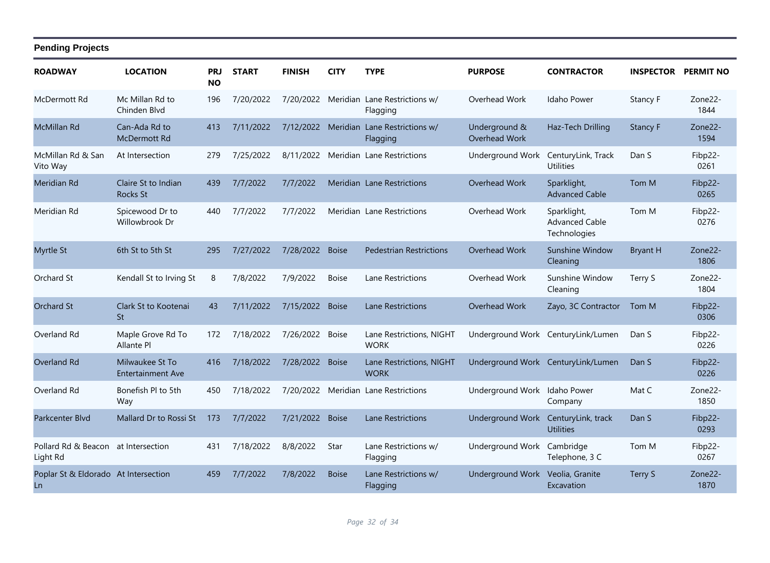## Pending Projects

| ROADWAY | LOCATION | PRJ NO | START | FINISH | CITY | TYPE | PURPOSE | CONTRACTOR | INSPECTOR | PERMIT NO |
|---|---|---|---|---|---|---|---|---|---|---|
| McDermott Rd | Mc Millan Rd to Chinden Blvd | 196 | 7/20/2022 | 7/20/2022 | Meridian | Lane Restrictions w/ Flagging | Overhead Work | Idaho Power | Stancy F | Zone22-1844 |
| McMillan Rd | Can-Ada Rd to McDermott Rd | 413 | 7/11/2022 | 7/12/2022 | Meridian | Lane Restrictions w/ Flagging | Underground & Overhead Work | Haz-Tech Drilling | Stancy F | Zone22-1594 |
| McMillan Rd & San Vito Way | At Intersection | 279 | 7/25/2022 | 8/11/2022 | Meridian | Lane Restrictions | Underground Work | CenturyLink, Track Utilities | Dan S | Fibp22-0261 |
| Meridian Rd | Claire St to Indian Rocks St | 439 | 7/7/2022 | 7/7/2022 | Meridian | Lane Restrictions | Overhead Work | Sparklight, Advanced Cable | Tom M | Fibp22-0265 |
| Meridian Rd | Spicewood Dr to Willowbrook Dr | 440 | 7/7/2022 | 7/7/2022 | Meridian | Lane Restrictions | Overhead Work | Sparklight, Advanced Cable Technologies | Tom M | Fibp22-0276 |
| Myrtle St | 6th St to 5th St | 295 | 7/27/2022 | 7/28/2022 | Boise | Pedestrian Restrictions | Overhead Work | Sunshine Window Cleaning | Bryant H | Zone22-1806 |
| Orchard St | Kendall St to Irving St | 8 | 7/8/2022 | 7/9/2022 | Boise | Lane Restrictions | Overhead Work | Sunshine Window Cleaning | Terry S | Zone22-1804 |
| Orchard St | Clark St to Kootenai St | 43 | 7/11/2022 | 7/15/2022 | Boise | Lane Restrictions | Overhead Work | Zayo, 3C Contractor | Tom M | Fibp22-0306 |
| Overland Rd | Maple Grove Rd To Allante Pl | 172 | 7/18/2022 | 7/26/2022 | Boise | Lane Restrictions, NIGHT WORK | Underground Work | CenturyLink/Lumen | Dan S | Fibp22-0226 |
| Overland Rd | Milwaukee St To Entertainment Ave | 416 | 7/18/2022 | 7/28/2022 | Boise | Lane Restrictions, NIGHT WORK | Underground Work | CenturyLink/Lumen | Dan S | Fibp22-0226 |
| Overland Rd | Bonefish Pl to 5th Way | 450 | 7/18/2022 | 7/20/2022 | Meridian | Lane Restrictions | Underground Work | Idaho Power Company | Mat C | Zone22-1850 |
| Parkcenter Blvd | Mallard Dr to Rossi St | 173 | 7/7/2022 | 7/21/2022 | Boise | Lane Restrictions | Underground Work | CenturyLink, track Utilities | Dan S | Fibp22-0293 |
| Pollard Rd & Beacon Light Rd | at Intersection | 431 | 7/18/2022 | 8/8/2022 | Star | Lane Restrictions w/ Flagging | Underground Work | Cambridge Telephone, 3 C | Tom M | Fibp22-0267 |
| Poplar St & Eldorado Ln | At Intersection | 459 | 7/7/2022 | 7/8/2022 | Boise | Lane Restrictions w/ Flagging | Underground Work | Veolia, Granite Excavation | Terry S | Zone22-1870 |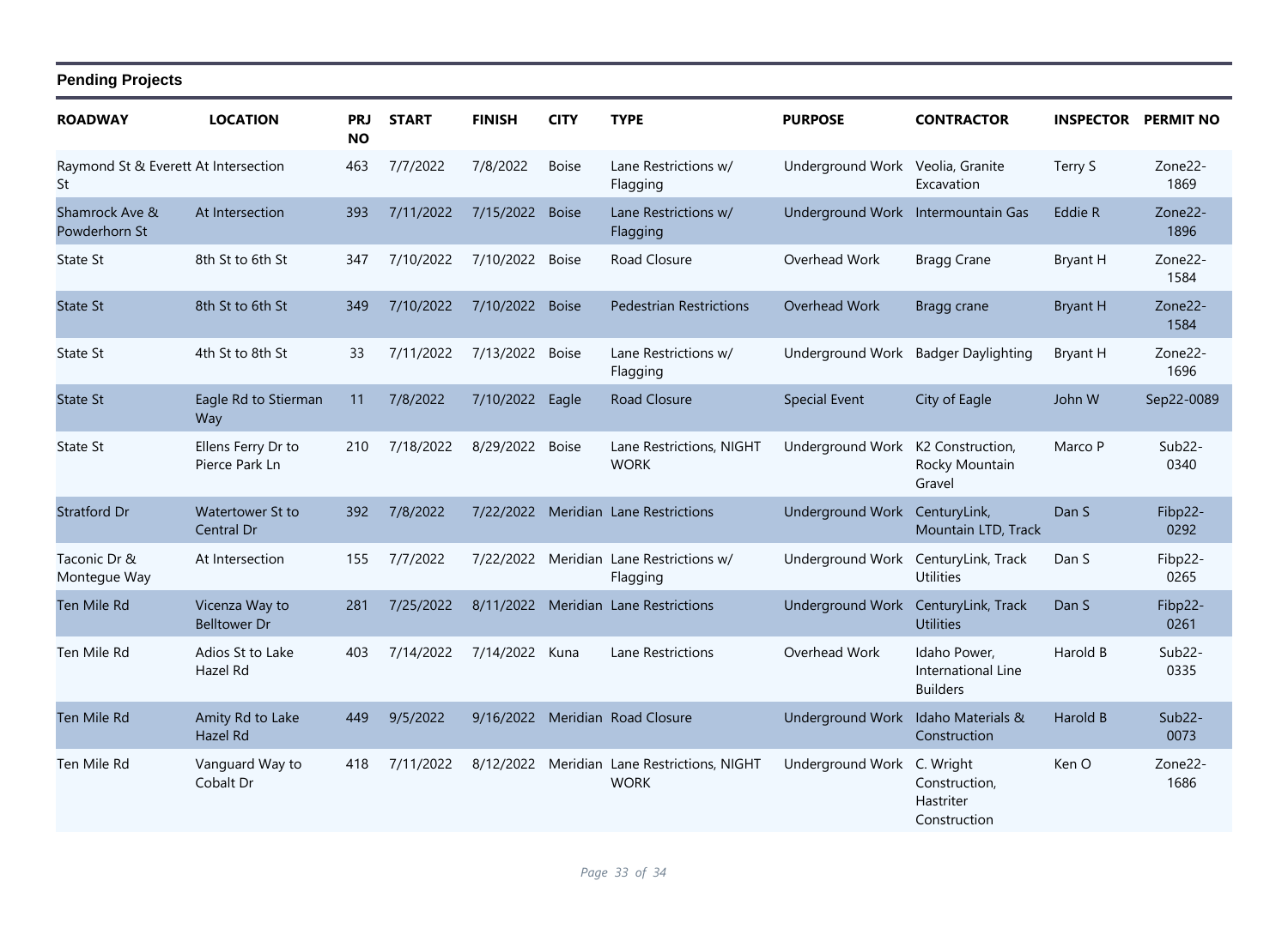## Pending Projects

| ROADWAY | LOCATION | PRJ NO | START | FINISH | CITY | TYPE | PURPOSE | CONTRACTOR | INSPECTOR | PERMIT NO |
|---|---|---|---|---|---|---|---|---|---|---|
| Raymond St & Everett St | At Intersection | 463 | 7/7/2022 | 7/8/2022 | Boise | Lane Restrictions w/ Flagging | Underground Work | Veolia, Granite Excavation | Terry S | Zone22-1869 |
| Shamrock Ave & Powderhorn St | At Intersection | 393 | 7/11/2022 | 7/15/2022 | Boise | Lane Restrictions w/ Flagging | Underground Work | Intermountain Gas | Eddie R | Zone22-1896 |
| State St | 8th St to 6th St | 347 | 7/10/2022 | 7/10/2022 | Boise | Road Closure | Overhead Work | Bragg Crane | Bryant H | Zone22-1584 |
| State St | 8th St to 6th St | 349 | 7/10/2022 | 7/10/2022 | Boise | Pedestrian Restrictions | Overhead Work | Bragg crane | Bryant H | Zone22-1584 |
| State St | 4th St to 8th St | 33 | 7/11/2022 | 7/13/2022 | Boise | Lane Restrictions w/ Flagging | Underground Work | Badger Daylighting | Bryant H | Zone22-1696 |
| State St | Eagle Rd to Stierman Way | 11 | 7/8/2022 | 7/10/2022 | Eagle | Road Closure | Special Event | City of Eagle | John W | Sep22-0089 |
| State St | Ellens Ferry Dr to Pierce Park Ln | 210 | 7/18/2022 | 8/29/2022 | Boise | Lane Restrictions, NIGHT WORK | Underground Work | K2 Construction, Rocky Mountain Gravel | Marco P | Sub22-0340 |
| Stratford Dr | Watertower St to Central Dr | 392 | 7/8/2022 | 7/22/2022 | Meridian | Lane Restrictions | Underground Work | CenturyLink, Mountain LTD, Track | Dan S | Fibp22-0292 |
| Taconic Dr & Montegue Way | At Intersection | 155 | 7/7/2022 | 7/22/2022 | Meridian | Lane Restrictions w/ Flagging | Underground Work | CenturyLink, Track Utilities | Dan S | Fibp22-0265 |
| Ten Mile Rd | Vicenza Way to Belltower Dr | 281 | 7/25/2022 | 8/11/2022 | Meridian | Lane Restrictions | Underground Work | CenturyLink, Track Utilities | Dan S | Fibp22-0261 |
| Ten Mile Rd | Adios St to Lake Hazel Rd | 403 | 7/14/2022 | 7/14/2022 | Kuna | Lane Restrictions | Overhead Work | Idaho Power, International Line Builders | Harold B | Sub22-0335 |
| Ten Mile Rd | Amity Rd to Lake Hazel Rd | 449 | 9/5/2022 | 9/16/2022 | Meridian | Road Closure | Underground Work | Idaho Materials & Construction | Harold B | Sub22-0073 |
| Ten Mile Rd | Vanguard Way to Cobalt Dr | 418 | 7/11/2022 | 8/12/2022 | Meridian | Lane Restrictions, NIGHT WORK | Underground Work | C. Wright Construction, Hastriter Construction | Ken O | Zone22-1686 |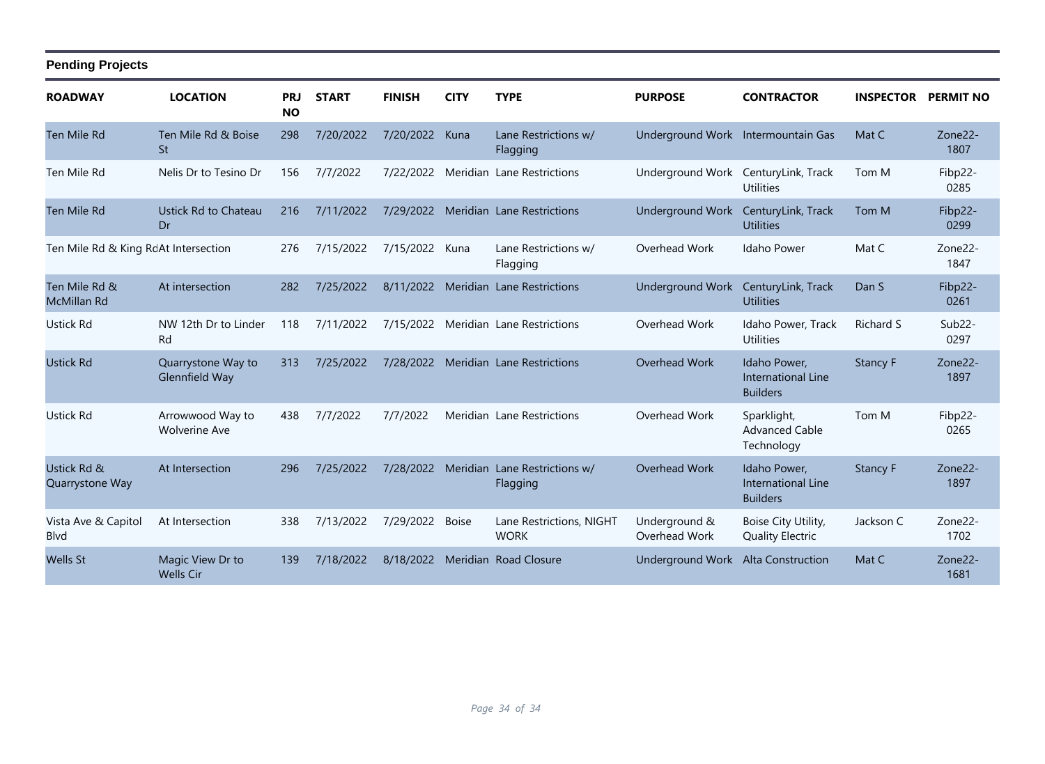## Pending Projects

| ROADWAY | LOCATION | PRJ NO | START | FINISH | CITY | TYPE | PURPOSE | CONTRACTOR | INSPECTOR | PERMIT NO |
|---|---|---|---|---|---|---|---|---|---|---|
| Ten Mile Rd | Ten Mile Rd & Boise St | 298 | 7/20/2022 | 7/20/2022 | Kuna | Lane Restrictions w/ Flagging | Underground Work | Intermountain Gas | Mat C | Zone22-1807 |
| Ten Mile Rd | Nelis Dr to Tesino Dr | 156 | 7/7/2022 | 7/22/2022 | Meridian | Lane Restrictions | Underground Work | CenturyLink, Track Utilities | Tom M | Fibp22-0285 |
| Ten Mile Rd | Ustick Rd to Chateau Dr | 216 | 7/11/2022 | 7/29/2022 | Meridian | Lane Restrictions | Underground Work | CenturyLink, Track Utilities | Tom M | Fibp22-0299 |
| Ten Mile Rd & King Rd | At Intersection | 276 | 7/15/2022 | 7/15/2022 | Kuna | Lane Restrictions w/ Flagging | Overhead Work | Idaho Power | Mat C | Zone22-1847 |
| Ten Mile Rd & McMillan Rd | At intersection | 282 | 7/25/2022 | 8/11/2022 | Meridian | Lane Restrictions | Underground Work | CenturyLink, Track Utilities | Dan S | Fibp22-0261 |
| Ustick Rd | NW 12th Dr to Linder Rd | 118 | 7/11/2022 | 7/15/2022 | Meridian | Lane Restrictions | Overhead Work | Idaho Power, Track Utilities | Richard S | Sub22-0297 |
| Ustick Rd | Quarrystone Way to Glennfield Way | 313 | 7/25/2022 | 7/28/2022 | Meridian | Lane Restrictions | Overhead Work | Idaho Power, International Line Builders | Stancy F | Zone22-1897 |
| Ustick Rd | Arrowwood Way to Wolverine Ave | 438 | 7/7/2022 | 7/7/2022 | Meridian | Lane Restrictions | Overhead Work | Sparklight, Advanced Cable Technology | Tom M | Fibp22-0265 |
| Ustick Rd & Quarrystone Way | At Intersection | 296 | 7/25/2022 | 7/28/2022 | Meridian | Lane Restrictions w/ Flagging | Overhead Work | Idaho Power, International Line Builders | Stancy F | Zone22-1897 |
| Vista Ave & Capitol Blvd | At Intersection | 338 | 7/13/2022 | 7/29/2022 | Boise | Lane Restrictions, NIGHT WORK | Underground & Overhead Work | Boise City Utility, Quality Electric | Jackson C | Zone22-1702 |
| Wells St | Magic View Dr to Wells Cir | 139 | 7/18/2022 | 8/18/2022 | Meridian | Road Closure | Underground Work | Alta Construction | Mat C | Zone22-1681 |